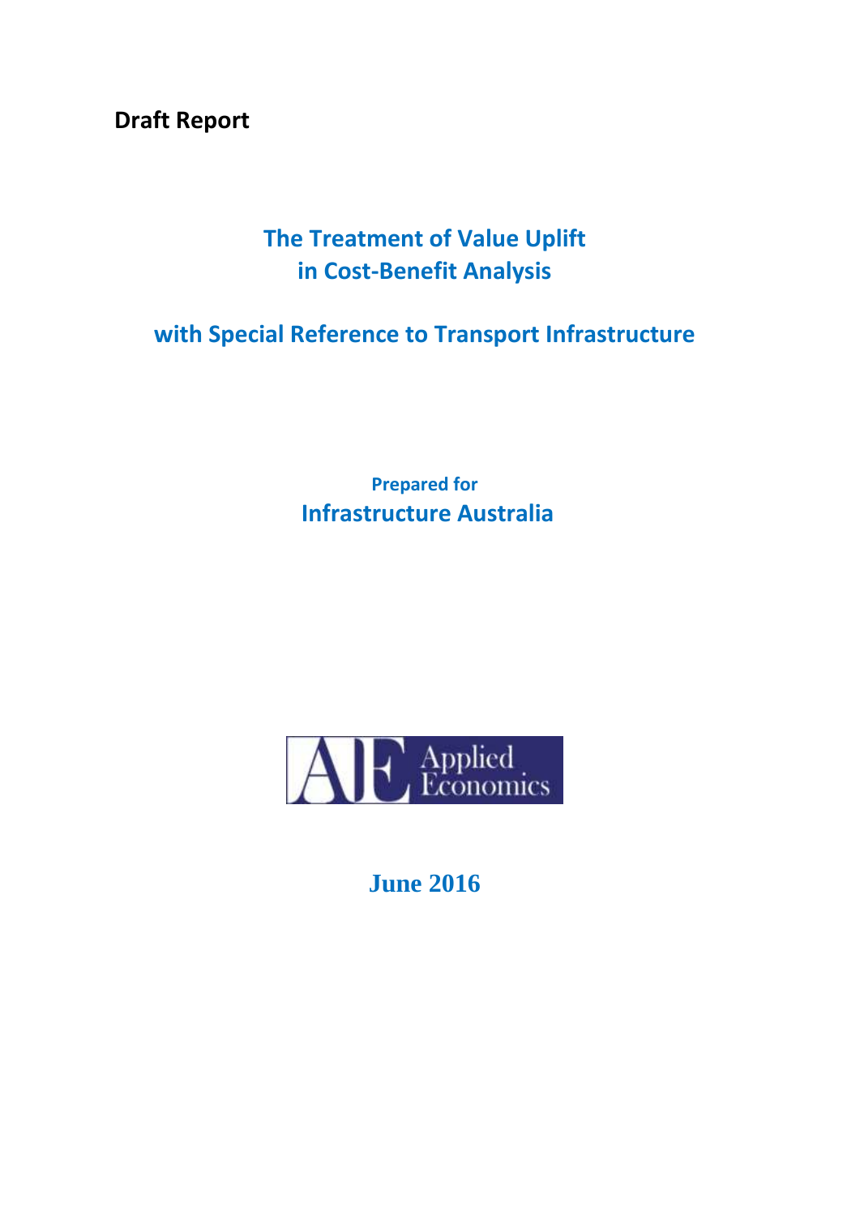**Draft Report**

# The Treatment of Value Uplift in Cost-Benefit Analysis

## with Special Reference to Transport Infrastructure

**Prepared for**

**Infrastructure Australia**

AE Applied Economics

**June 2016**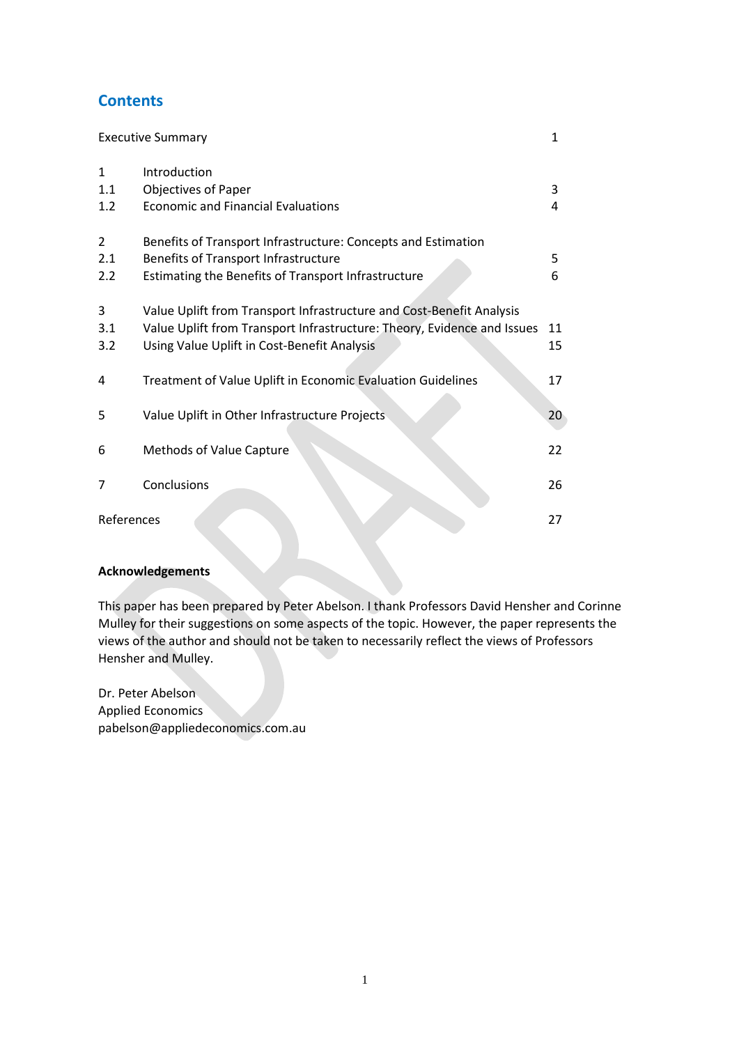## Contents

| | | |
|---|---|---|
| Executive Summary | | 1 |
| 1 | Introduction | |
| 1.1 | Objectives of Paper | 3 |
| 1.2 | Economic and Financial Evaluations | 4 |
| 2 | Benefits of Transport Infrastructure: Concepts and Estimation | |
| 2.1 | Benefits of Transport Infrastructure | 5 |
| 2.2 | Estimating the Benefits of Transport Infrastructure | 6 |
| 3 | Value Uplift from Transport Infrastructure and Cost-Benefit Analysis | |
| 3.1 | Value Uplift from Transport Infrastructure: Theory, Evidence and Issues | 11 |
| 3.2 | Using Value Uplift in Cost-Benefit Analysis | 15 |
| 4 | Treatment of Value Uplift in Economic Evaluation Guidelines | 17 |
| 5 | Value Uplift in Other Infrastructure Projects | 20 |
| 6 | Methods of Value Capture | 22 |
| 7 | Conclusions | 26 |
| References | | 27 |

**Acknowledgements**

This paper has been prepared by Peter Abelson. I thank Professors David Hensher and Corinne Mulley for their suggestions on some aspects of the topic. However, the paper represents the views of the author and should not be taken to necessarily reflect the views of Professors Hensher and Mulley.

Dr. Peter Abelson
Applied Economics
pabelson@appliedeconomics.com.au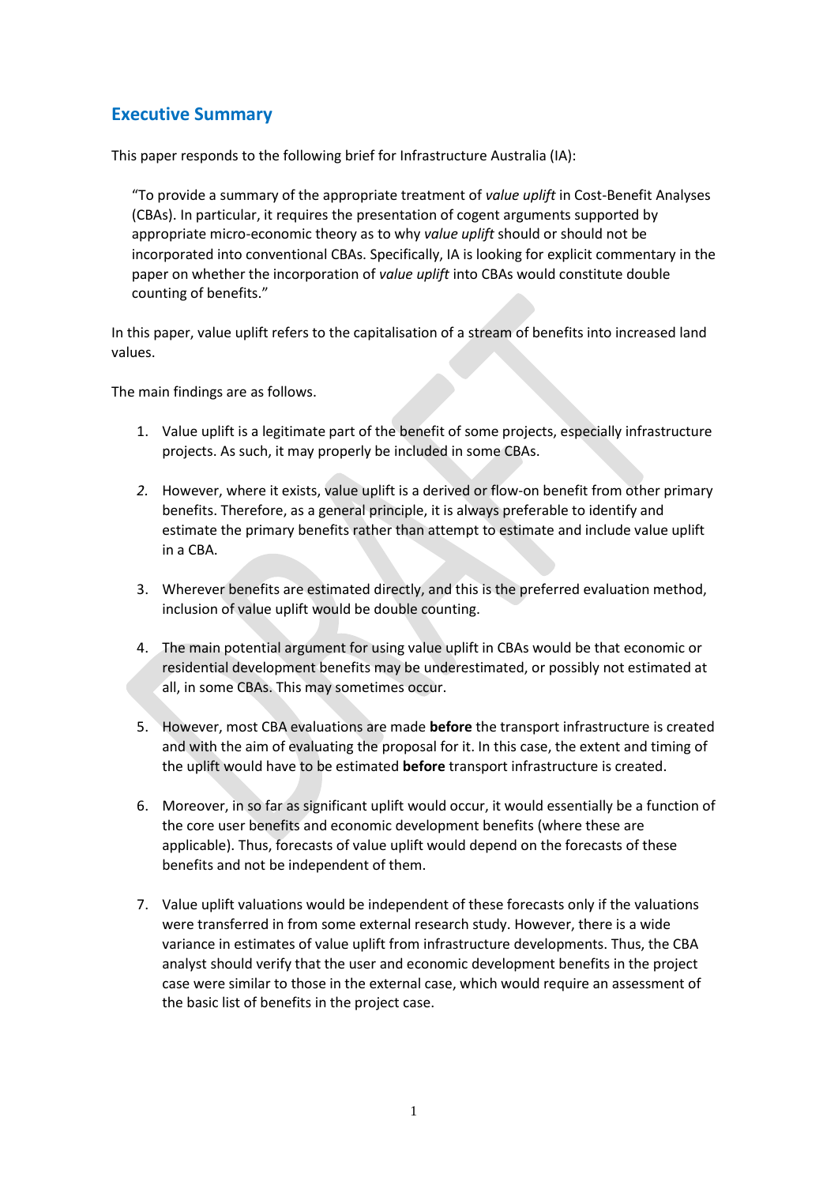## Executive Summary

This paper responds to the following brief for Infrastructure Australia (IA):

> "To provide a summary of the appropriate treatment of *value uplift* in Cost-Benefit Analyses (CBAs). In particular, it requires the presentation of cogent arguments supported by appropriate micro-economic theory as to why *value uplift* should or should not be incorporated into conventional CBAs. Specifically, IA is looking for explicit commentary in the paper on whether the incorporation of *value uplift* into CBAs would constitute double counting of benefits."

In this paper, value uplift refers to the capitalisation of a stream of benefits into increased land values.

The main findings are as follows.

1. Value uplift is a legitimate part of the benefit of some projects, especially infrastructure projects. As such, it may properly be included in some CBAs.

2. However, where it exists, value uplift is a derived or flow-on benefit from other primary benefits. Therefore, as a general principle, it is always preferable to identify and estimate the primary benefits rather than attempt to estimate and include value uplift in a CBA.

3. Wherever benefits are estimated directly, and this is the preferred evaluation method, inclusion of value uplift would be double counting.

4. The main potential argument for using value uplift in CBAs would be that economic or residential development benefits may be underestimated, or possibly not estimated at all, in some CBAs. This may sometimes occur.

5. However, most CBA evaluations are made **before** the transport infrastructure is created and with the aim of evaluating the proposal for it. In this case, the extent and timing of the uplift would have to be estimated **before** transport infrastructure is created.

6. Moreover, in so far as significant uplift would occur, it would essentially be a function of the core user benefits and economic development benefits (where these are applicable). Thus, forecasts of value uplift would depend on the forecasts of these benefits and not be independent of them.

7. Value uplift valuations would be independent of these forecasts only if the valuations were transferred in from some external research study. However, there is a wide variance in estimates of value uplift from infrastructure developments. Thus, the CBA analyst should verify that the user and economic development benefits in the project case were similar to those in the external case, which would require an assessment of the basic list of benefits in the project case.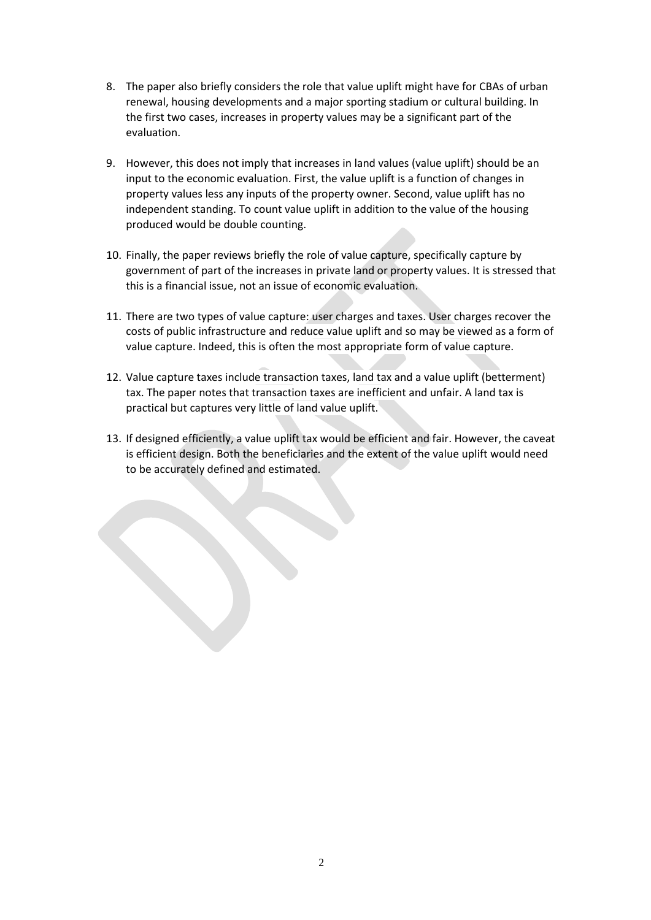8. The paper also briefly considers the role that value uplift might have for CBAs of urban renewal, housing developments and a major sporting stadium or cultural building. In the first two cases, increases in property values may be a significant part of the evaluation.

9. However, this does not imply that increases in land values (value uplift) should be an input to the economic evaluation. First, the value uplift is a function of changes in property values less any inputs of the property owner. Second, value uplift has no independent standing. To count value uplift in addition to the value of the housing produced would be double counting.

10. Finally, the paper reviews briefly the role of value capture, specifically capture by government of part of the increases in private land or property values. It is stressed that this is a financial issue, not an issue of economic evaluation.

11. There are two types of value capture: user charges and taxes. User charges recover the costs of public infrastructure and reduce value uplift and so may be viewed as a form of value capture. Indeed, this is often the most appropriate form of value capture.

12. Value capture taxes include transaction taxes, land tax and a value uplift (betterment) tax. The paper notes that transaction taxes are inefficient and unfair. A land tax is practical but captures very little of land value uplift.

13. If designed efficiently, a value uplift tax would be efficient and fair. However, the caveat is efficient design. Both the beneficiaries and the extent of the value uplift would need to be accurately defined and estimated.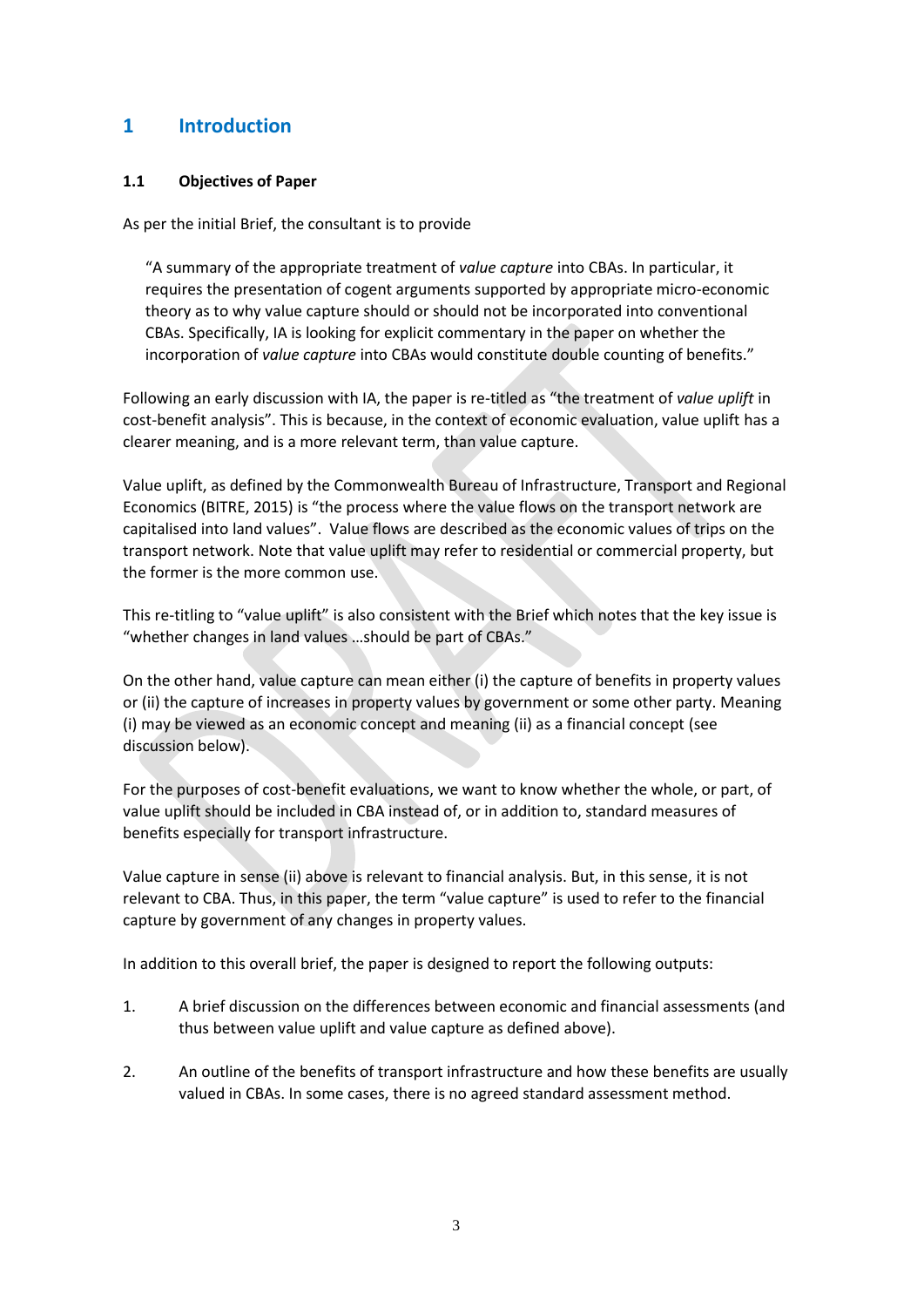# 1 Introduction

## 1.1 Objectives of Paper

As per the initial Brief, the consultant is to provide

> "A summary of the appropriate treatment of *value capture* into CBAs. In particular, it requires the presentation of cogent arguments supported by appropriate micro-economic theory as to why value capture should or should not be incorporated into conventional CBAs. Specifically, IA is looking for explicit commentary in the paper on whether the incorporation of *value capture* into CBAs would constitute double counting of benefits."

Following an early discussion with IA, the paper is re-titled as "the treatment of *value uplift* in cost-benefit analysis". This is because, in the context of economic evaluation, value uplift has a clearer meaning, and is a more relevant term, than value capture.

Value uplift, as defined by the Commonwealth Bureau of Infrastructure, Transport and Regional Economics (BITRE, 2015) is "the process where the value flows on the transport network are capitalised into land values". Value flows are described as the economic values of trips on the transport network. Note that value uplift may refer to residential or commercial property, but the former is the more common use.

This re-titling to "value uplift" is also consistent with the Brief which notes that the key issue is "whether changes in land values …should be part of CBAs."

On the other hand, value capture can mean either (i) the capture of benefits in property values or (ii) the capture of increases in property values by government or some other party. Meaning (i) may be viewed as an economic concept and meaning (ii) as a financial concept (see discussion below).

For the purposes of cost-benefit evaluations, we want to know whether the whole, or part, of value uplift should be included in CBA instead of, or in addition to, standard measures of benefits especially for transport infrastructure.

Value capture in sense (ii) above is relevant to financial analysis. But, in this sense, it is not relevant to CBA. Thus, in this paper, the term "value capture" is used to refer to the financial capture by government of any changes in property values.

In addition to this overall brief, the paper is designed to report the following outputs:

1. A brief discussion on the differences between economic and financial assessments (and thus between value uplift and value capture as defined above).
2. An outline of the benefits of transport infrastructure and how these benefits are usually valued in CBAs. In some cases, there is no agreed standard assessment method.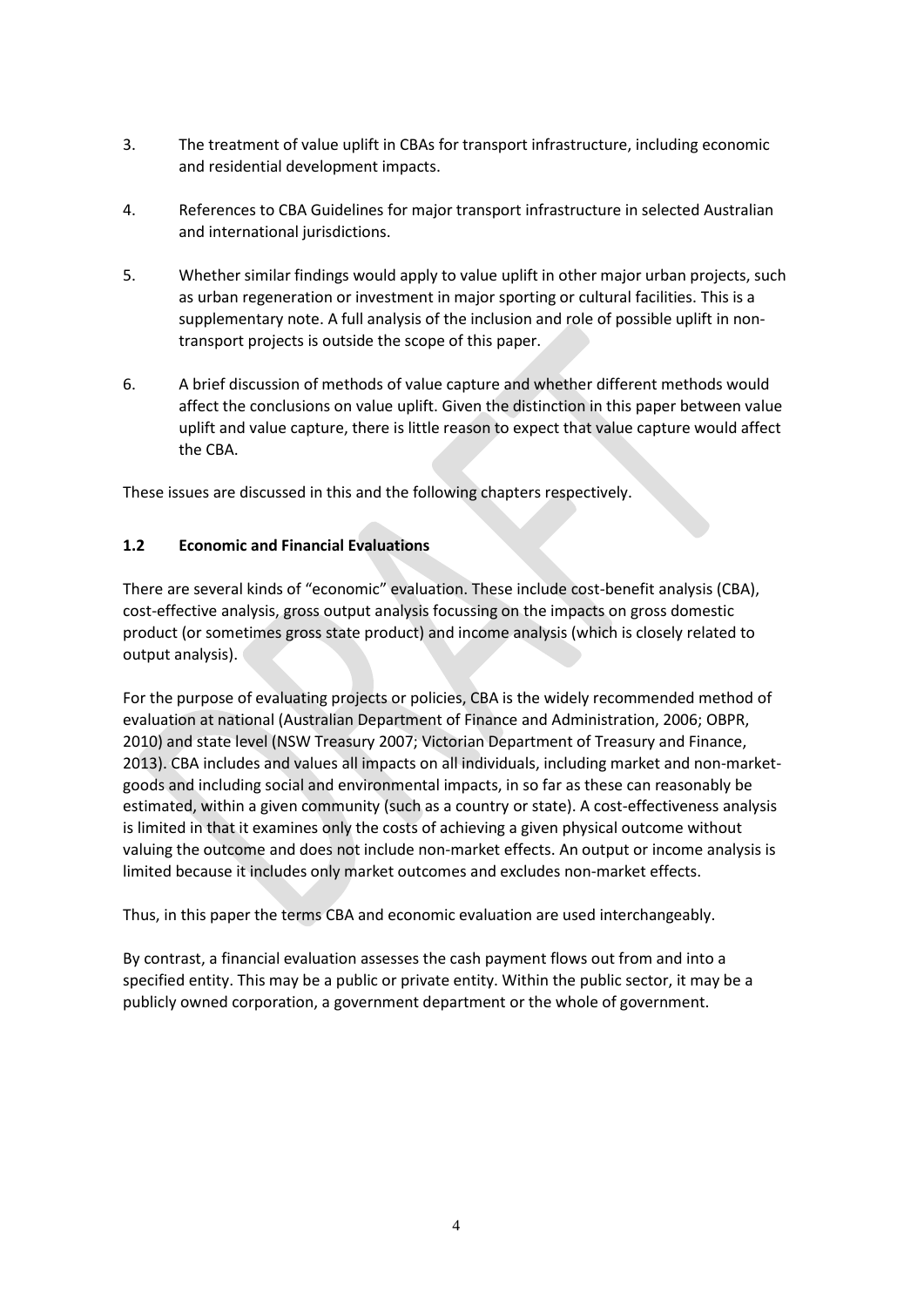3. The treatment of value uplift in CBAs for transport infrastructure, including economic and residential development impacts.

4. References to CBA Guidelines for major transport infrastructure in selected Australian and international jurisdictions.

5. Whether similar findings would apply to value uplift in other major urban projects, such as urban regeneration or investment in major sporting or cultural facilities. This is a supplementary note. A full analysis of the inclusion and role of possible uplift in non-transport projects is outside the scope of this paper.

6. A brief discussion of methods of value capture and whether different methods would affect the conclusions on value uplift. Given the distinction in this paper between value uplift and value capture, there is little reason to expect that value capture would affect the CBA.

These issues are discussed in this and the following chapters respectively.

### 1.2 Economic and Financial Evaluations

There are several kinds of "economic" evaluation. These include cost-benefit analysis (CBA), cost-effective analysis, gross output analysis focussing on the impacts on gross domestic product (or sometimes gross state product) and income analysis (which is closely related to output analysis).

For the purpose of evaluating projects or policies, CBA is the widely recommended method of evaluation at national (Australian Department of Finance and Administration, 2006; OBPR, 2010) and state level (NSW Treasury 2007; Victorian Department of Treasury and Finance, 2013). CBA includes and values all impacts on all individuals, including market and non-market-goods and including social and environmental impacts, in so far as these can reasonably be estimated, within a given community (such as a country or state). A cost-effectiveness analysis is limited in that it examines only the costs of achieving a given physical outcome without valuing the outcome and does not include non-market effects. An output or income analysis is limited because it includes only market outcomes and excludes non-market effects.

Thus, in this paper the terms CBA and economic evaluation are used interchangeably.

By contrast, a financial evaluation assesses the cash payment flows out from and into a specified entity. This may be a public or private entity. Within the public sector, it may be a publicly owned corporation, a government department or the whole of government.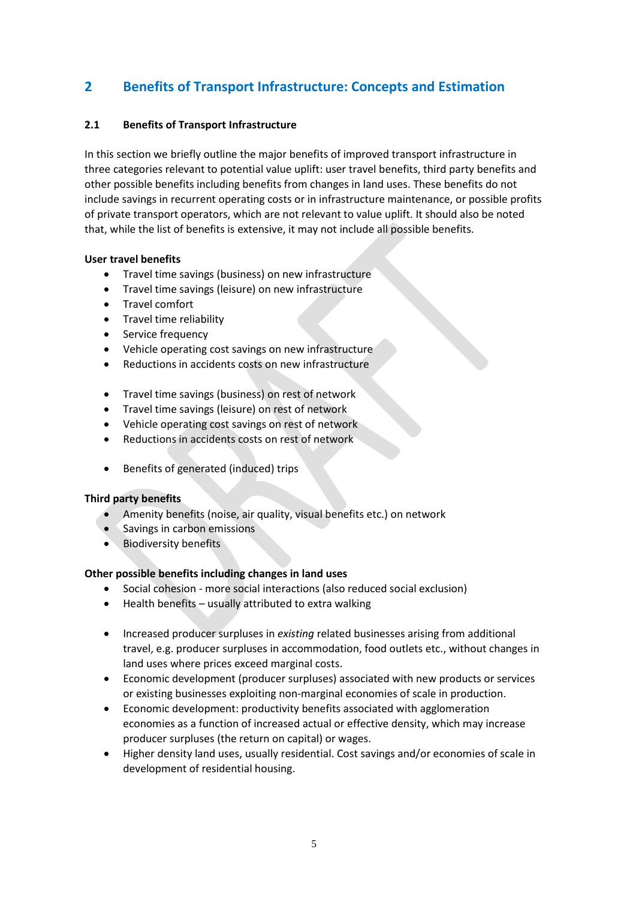## 2 Benefits of Transport Infrastructure: Concepts and Estimation

### 2.1 Benefits of Transport Infrastructure

In this section we briefly outline the major benefits of improved transport infrastructure in three categories relevant to potential value uplift: user travel benefits, third party benefits and other possible benefits including benefits from changes in land uses. These benefits do not include savings in recurrent operating costs or in infrastructure maintenance, or possible profits of private transport operators, which are not relevant to value uplift. It should also be noted that, while the list of benefits is extensive, it may not include all possible benefits.

**User travel benefits**

- Travel time savings (business) on new infrastructure
- Travel time savings (leisure) on new infrastructure
- Travel comfort
- Travel time reliability
- Service frequency
- Vehicle operating cost savings on new infrastructure
- Reductions in accidents costs on new infrastructure

- Travel time savings (business) on rest of network
- Travel time savings (leisure) on rest of network
- Vehicle operating cost savings on rest of network
- Reductions in accidents costs on rest of network

- Benefits of generated (induced) trips

**Third party benefits**

- Amenity benefits (noise, air quality, visual benefits etc.) on network
- Savings in carbon emissions
- Biodiversity benefits

**Other possible benefits including changes in land uses**

- Social cohesion - more social interactions (also reduced social exclusion)
- Health benefits – usually attributed to extra walking

- Increased producer surpluses in *existing* related businesses arising from additional travel, e.g. producer surpluses in accommodation, food outlets etc., without changes in land uses where prices exceed marginal costs.
- Economic development (producer surpluses) associated with new products or services or existing businesses exploiting non-marginal economies of scale in production.
- Economic development: productivity benefits associated with agglomeration economies as a function of increased actual or effective density, which may increase producer surpluses (the return on capital) or wages.
- Higher density land uses, usually residential. Cost savings and/or economies of scale in development of residential housing.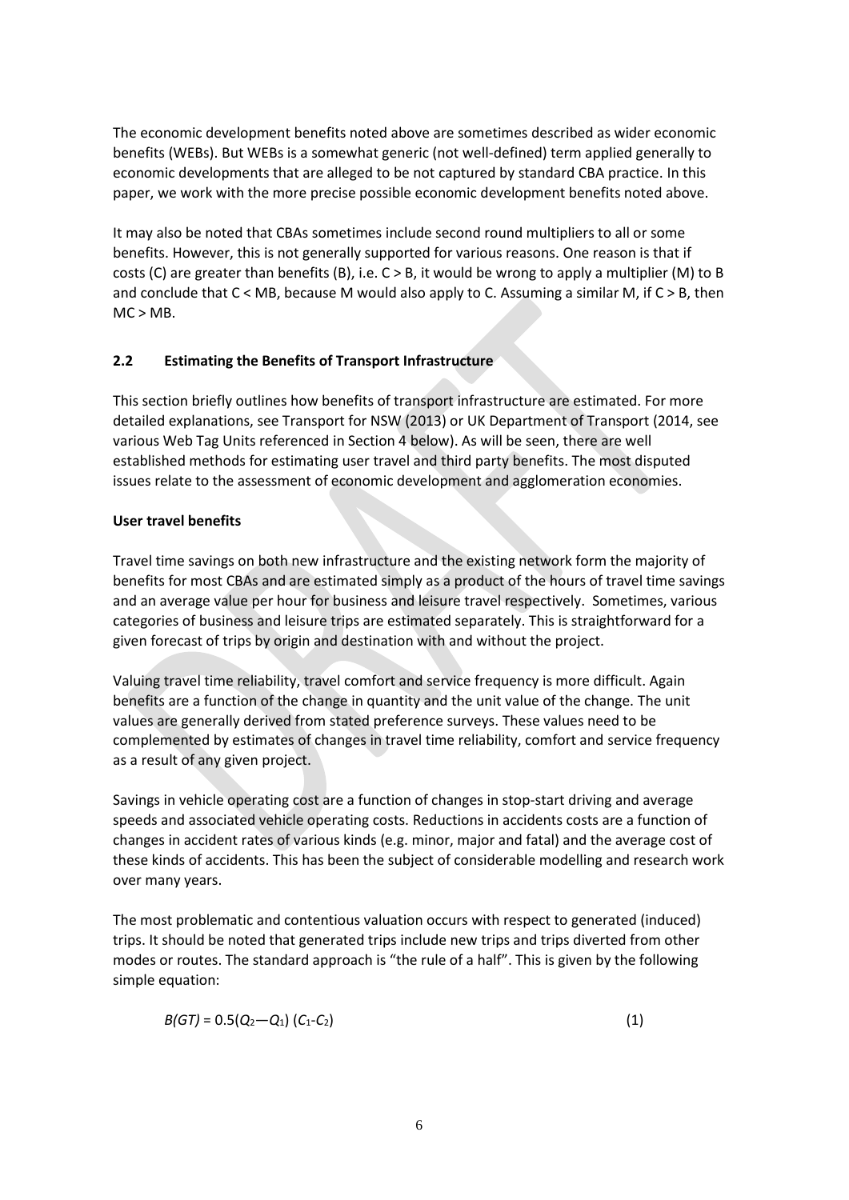The economic development benefits noted above are sometimes described as wider economic benefits (WEBs). But WEBs is a somewhat generic (not well-defined) term applied generally to economic developments that are alleged to be not captured by standard CBA practice. In this paper, we work with the more precise possible economic development benefits noted above.

It may also be noted that CBAs sometimes include second round multipliers to all or some benefits. However, this is not generally supported for various reasons. One reason is that if costs (C) are greater than benefits (B), i.e. $C > B$, it would be wrong to apply a multiplier (M) to B and conclude that $C < MB$, because M would also apply to C. Assuming a similar M, if $C > B$, then $MC > MB$.

### 2.2 Estimating the Benefits of Transport Infrastructure

This section briefly outlines how benefits of transport infrastructure are estimated. For more detailed explanations, see Transport for NSW (2013) or UK Department of Transport (2014, see various Web Tag Units referenced in Section 4 below). As will be seen, there are well established methods for estimating user travel and third party benefits. The most disputed issues relate to the assessment of economic development and agglomeration economies.

**User travel benefits**

Travel time savings on both new infrastructure and the existing network form the majority of benefits for most CBAs and are estimated simply as a product of the hours of travel time savings and an average value per hour for business and leisure travel respectively. Sometimes, various categories of business and leisure trips are estimated separately. This is straightforward for a given forecast of trips by origin and destination with and without the project.

Valuing travel time reliability, travel comfort and service frequency is more difficult. Again benefits are a function of the change in quantity and the unit value of the change. The unit values are generally derived from stated preference surveys. These values need to be complemented by estimates of changes in travel time reliability, comfort and service frequency as a result of any given project.

Savings in vehicle operating cost are a function of changes in stop-start driving and average speeds and associated vehicle operating costs. Reductions in accidents costs are a function of changes in accident rates of various kinds (e.g. minor, major and fatal) and the average cost of these kinds of accidents. This has been the subject of considerable modelling and research work over many years.

The most problematic and contentious valuation occurs with respect to generated (induced) trips. It should be noted that generated trips include new trips and trips diverted from other modes or routes. The standard approach is "the rule of a half". This is given by the following simple equation:

$$B(GT) = 0.5(Q_2 - Q_1)(C_1 - C_2) \qquad (1)$$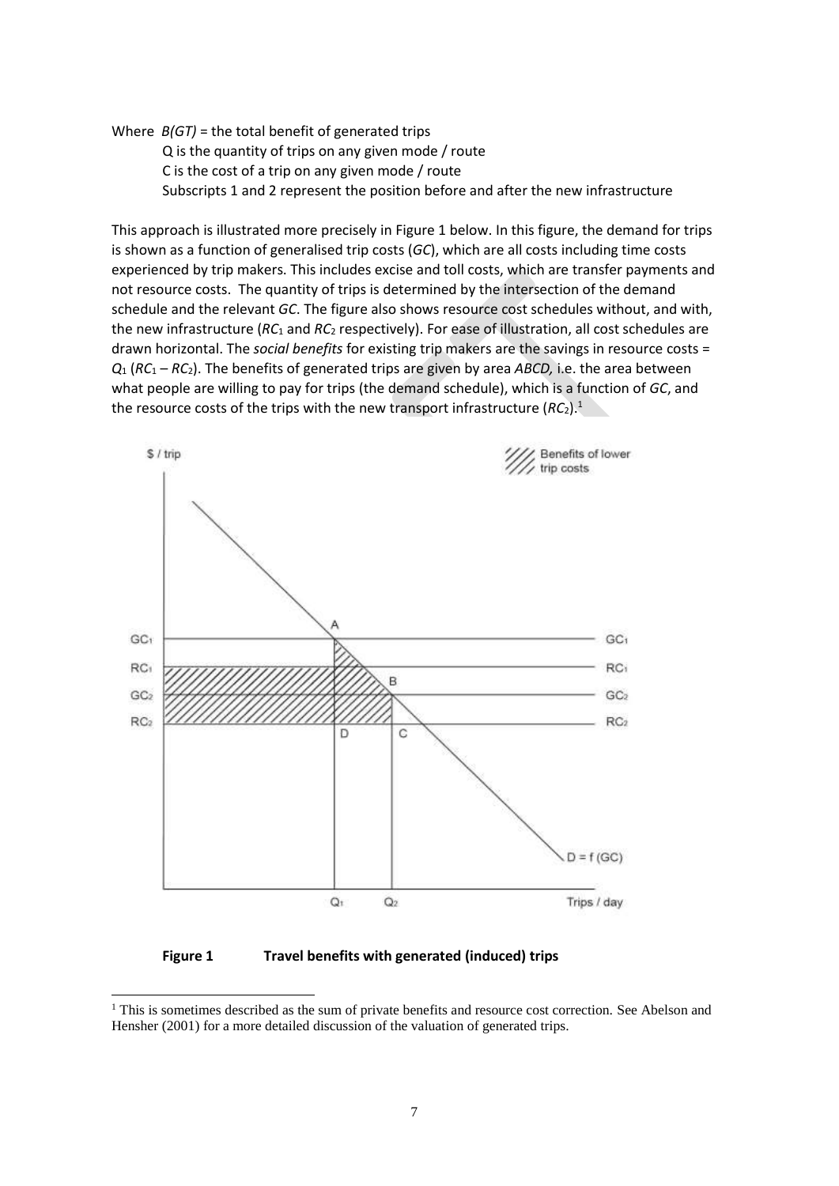Where $B(GT)$ = the total benefit of generated trips

Q is the quantity of trips on any given mode / route

C is the cost of a trip on any given mode / route

Subscripts 1 and 2 represent the position before and after the new infrastructure

This approach is illustrated more precisely in Figure 1 below. In this figure, the demand for trips is shown as a function of generalised trip costs (*GC*), which are all costs including time costs experienced by trip makers. This includes excise and toll costs, which are transfer payments and not resource costs. The quantity of trips is determined by the intersection of the demand schedule and the relevant *GC*. The figure also shows resource cost schedules without, and with, the new infrastructure ($RC_1$ and $RC_2$ respectively). For ease of illustration, all cost schedules are drawn horizontal. The *social benefits* for existing trip makers are the savings in resource costs = $Q_1$ ($RC_1$ – $RC_2$). The benefits of generated trips are given by area *ABCD,* i.e. the area between what people are willing to pay for trips (the demand schedule), which is a function of *GC*, and the resource costs of the trips with the new transport infrastructure ($RC_2$).[1]

**Figure 1 Travel benefits with generated (induced) trips**

[1] This is sometimes described as the sum of private benefits and resource cost correction. See Abelson and Hensher (2001) for a more detailed discussion of the valuation of generated trips.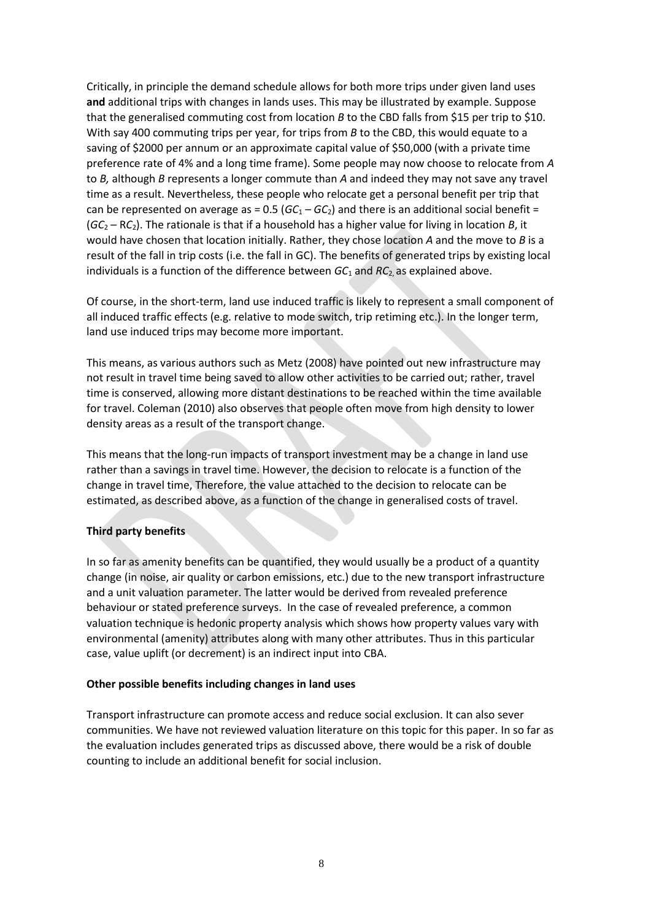Critically, in principle the demand schedule allows for both more trips under given land uses **and** additional trips with changes in lands uses. This may be illustrated by example. Suppose that the generalised commuting cost from location *B* to the CBD falls from $15 per trip to $10. With say 400 commuting trips per year, for trips from *B* to the CBD, this would equate to a saving of $2000 per annum or an approximate capital value of $50,000 (with a private time preference rate of 4% and a long time frame). Some people may now choose to relocate from *A* to *B,* although *B* represents a longer commute than *A* and indeed they may not save any travel time as a result. Nevertheless, these people who relocate get a personal benefit per trip that can be represented on average as = 0.5 ($GC_1 - GC_2$) and there is an additional social benefit = ($GC_2 - RC_2$). The rationale is that if a household has a higher value for living in location *B*, it would have chosen that location initially. Rather, they chose location *A* and the move to *B* is a result of the fall in trip costs (i.e. the fall in GC). The benefits of generated trips by existing local individuals is a function of the difference between $GC_1$ and $RC_2$, as explained above.

Of course, in the short-term, land use induced traffic is likely to represent a small component of all induced traffic effects (e.g. relative to mode switch, trip retiming etc.). In the longer term, land use induced trips may become more important.

This means, as various authors such as Metz (2008) have pointed out new infrastructure may not result in travel time being saved to allow other activities to be carried out; rather, travel time is conserved, allowing more distant destinations to be reached within the time available for travel. Coleman (2010) also observes that people often move from high density to lower density areas as a result of the transport change.

This means that the long-run impacts of transport investment may be a change in land use rather than a savings in travel time. However, the decision to relocate is a function of the change in travel time, Therefore, the value attached to the decision to relocate can be estimated, as described above, as a function of the change in generalised costs of travel.

**Third party benefits**

In so far as amenity benefits can be quantified, they would usually be a product of a quantity change (in noise, air quality or carbon emissions, etc.) due to the new transport infrastructure and a unit valuation parameter. The latter would be derived from revealed preference behaviour or stated preference surveys. In the case of revealed preference, a common valuation technique is hedonic property analysis which shows how property values vary with environmental (amenity) attributes along with many other attributes. Thus in this particular case, value uplift (or decrement) is an indirect input into CBA.

**Other possible benefits including changes in land uses**

Transport infrastructure can promote access and reduce social exclusion. It can also sever communities. We have not reviewed valuation literature on this topic for this paper. In so far as the evaluation includes generated trips as discussed above, there would be a risk of double counting to include an additional benefit for social inclusion.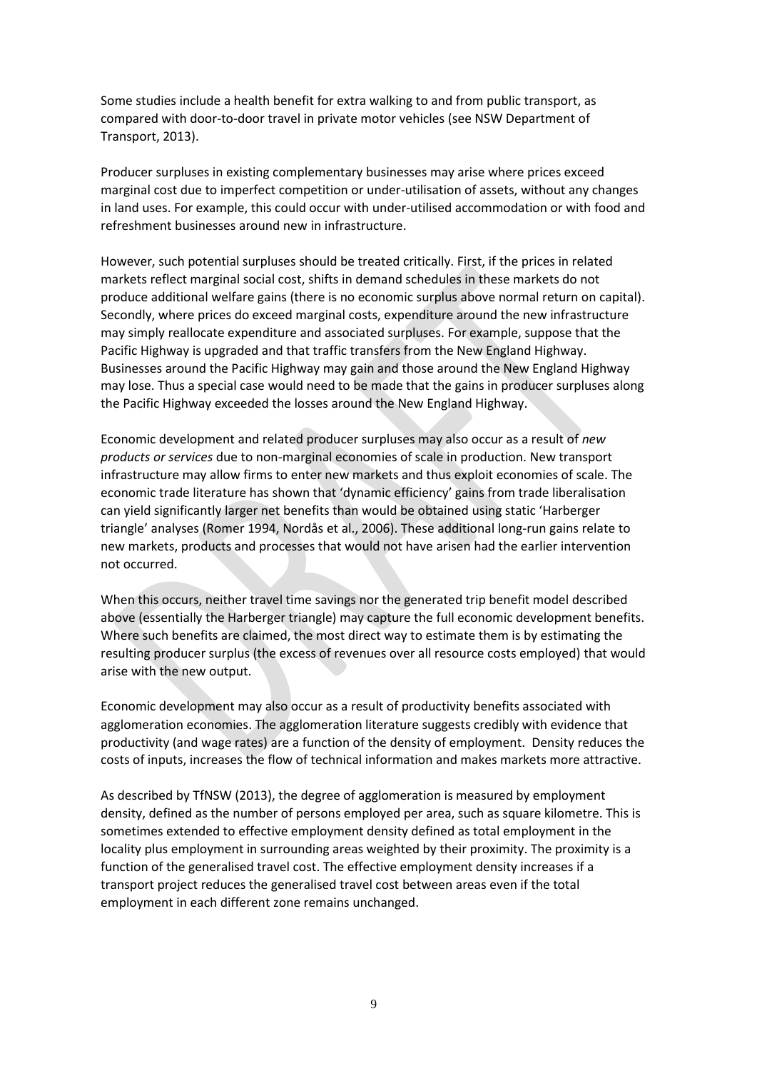Some studies include a health benefit for extra walking to and from public transport, as compared with door-to-door travel in private motor vehicles (see NSW Department of Transport, 2013).

Producer surpluses in existing complementary businesses may arise where prices exceed marginal cost due to imperfect competition or under-utilisation of assets, without any changes in land uses. For example, this could occur with under-utilised accommodation or with food and refreshment businesses around new in infrastructure.

However, such potential surpluses should be treated critically. First, if the prices in related markets reflect marginal social cost, shifts in demand schedules in these markets do not produce additional welfare gains (there is no economic surplus above normal return on capital). Secondly, where prices do exceed marginal costs, expenditure around the new infrastructure may simply reallocate expenditure and associated surpluses. For example, suppose that the Pacific Highway is upgraded and that traffic transfers from the New England Highway. Businesses around the Pacific Highway may gain and those around the New England Highway may lose. Thus a special case would need to be made that the gains in producer surpluses along the Pacific Highway exceeded the losses around the New England Highway.

Economic development and related producer surpluses may also occur as a result of *new products or services* due to non-marginal economies of scale in production. New transport infrastructure may allow firms to enter new markets and thus exploit economies of scale. The economic trade literature has shown that 'dynamic efficiency' gains from trade liberalisation can yield significantly larger net benefits than would be obtained using static 'Harberger triangle' analyses (Romer 1994, Nordås et al., 2006). These additional long-run gains relate to new markets, products and processes that would not have arisen had the earlier intervention not occurred.

When this occurs, neither travel time savings nor the generated trip benefit model described above (essentially the Harberger triangle) may capture the full economic development benefits. Where such benefits are claimed, the most direct way to estimate them is by estimating the resulting producer surplus (the excess of revenues over all resource costs employed) that would arise with the new output.

Economic development may also occur as a result of productivity benefits associated with agglomeration economies. The agglomeration literature suggests credibly with evidence that productivity (and wage rates) are a function of the density of employment. Density reduces the costs of inputs, increases the flow of technical information and makes markets more attractive.

As described by TfNSW (2013), the degree of agglomeration is measured by employment density, defined as the number of persons employed per area, such as square kilometre. This is sometimes extended to effective employment density defined as total employment in the locality plus employment in surrounding areas weighted by their proximity. The proximity is a function of the generalised travel cost. The effective employment density increases if a transport project reduces the generalised travel cost between areas even if the total employment in each different zone remains unchanged.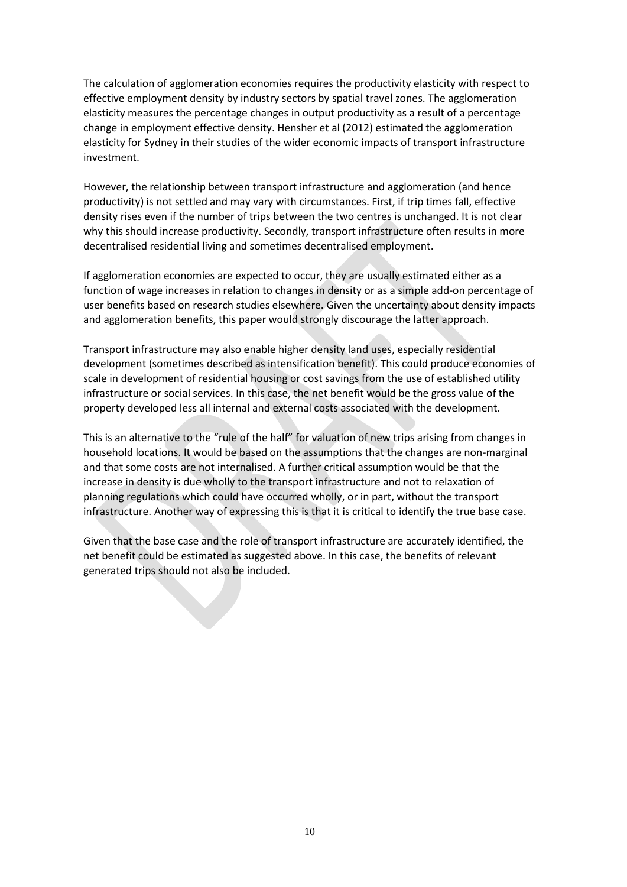The calculation of agglomeration economies requires the productivity elasticity with respect to effective employment density by industry sectors by spatial travel zones. The agglomeration elasticity measures the percentage changes in output productivity as a result of a percentage change in employment effective density. Hensher et al (2012) estimated the agglomeration elasticity for Sydney in their studies of the wider economic impacts of transport infrastructure investment.

However, the relationship between transport infrastructure and agglomeration (and hence productivity) is not settled and may vary with circumstances. First, if trip times fall, effective density rises even if the number of trips between the two centres is unchanged. It is not clear why this should increase productivity. Secondly, transport infrastructure often results in more decentralised residential living and sometimes decentralised employment.

If agglomeration economies are expected to occur, they are usually estimated either as a function of wage increases in relation to changes in density or as a simple add-on percentage of user benefits based on research studies elsewhere. Given the uncertainty about density impacts and agglomeration benefits, this paper would strongly discourage the latter approach.

Transport infrastructure may also enable higher density land uses, especially residential development (sometimes described as intensification benefit). This could produce economies of scale in development of residential housing or cost savings from the use of established utility infrastructure or social services. In this case, the net benefit would be the gross value of the property developed less all internal and external costs associated with the development.

This is an alternative to the "rule of the half" for valuation of new trips arising from changes in household locations. It would be based on the assumptions that the changes are non-marginal and that some costs are not internalised. A further critical assumption would be that the increase in density is due wholly to the transport infrastructure and not to relaxation of planning regulations which could have occurred wholly, or in part, without the transport infrastructure. Another way of expressing this is that it is critical to identify the true base case.

Given that the base case and the role of transport infrastructure are accurately identified, the net benefit could be estimated as suggested above. In this case, the benefits of relevant generated trips should not also be included.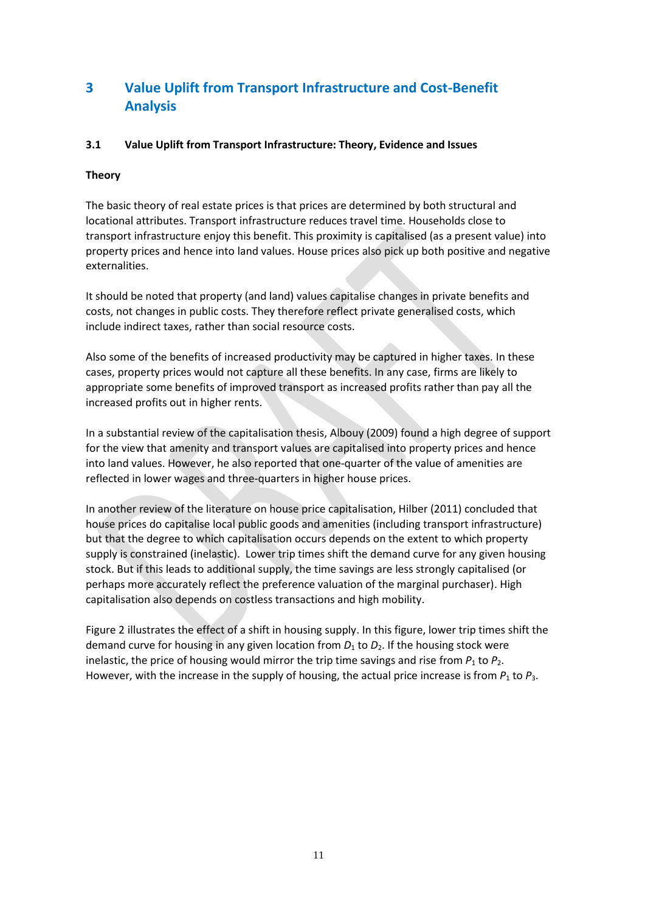# 3 Value Uplift from Transport Infrastructure and Cost-Benefit Analysis

## 3.1 Value Uplift from Transport Infrastructure: Theory, Evidence and Issues

**Theory**

The basic theory of real estate prices is that prices are determined by both structural and locational attributes. Transport infrastructure reduces travel time. Households close to transport infrastructure enjoy this benefit. This proximity is capitalised (as a present value) into property prices and hence into land values. House prices also pick up both positive and negative externalities.

It should be noted that property (and land) values capitalise changes in private benefits and costs, not changes in public costs. They therefore reflect private generalised costs, which include indirect taxes, rather than social resource costs.

Also some of the benefits of increased productivity may be captured in higher taxes. In these cases, property prices would not capture all these benefits. In any case, firms are likely to appropriate some benefits of improved transport as increased profits rather than pay all the increased profits out in higher rents.

In a substantial review of the capitalisation thesis, Albouy (2009) found a high degree of support for the view that amenity and transport values are capitalised into property prices and hence into land values. However, he also reported that one-quarter of the value of amenities are reflected in lower wages and three-quarters in higher house prices.

In another review of the literature on house price capitalisation, Hilber (2011) concluded that house prices do capitalise local public goods and amenities (including transport infrastructure) but that the degree to which capitalisation occurs depends on the extent to which property supply is constrained (inelastic). Lower trip times shift the demand curve for any given housing stock. But if this leads to additional supply, the time savings are less strongly capitalised (or perhaps more accurately reflect the preference valuation of the marginal purchaser). High capitalisation also depends on costless transactions and high mobility.

Figure 2 illustrates the effect of a shift in housing supply. In this figure, lower trip times shift the demand curve for housing in any given location from $D_1$ to $D_2$. If the housing stock were inelastic, the price of housing would mirror the trip time savings and rise from $P_1$ to $P_2$. However, with the increase in the supply of housing, the actual price increase is from $P_1$ to $P_3$.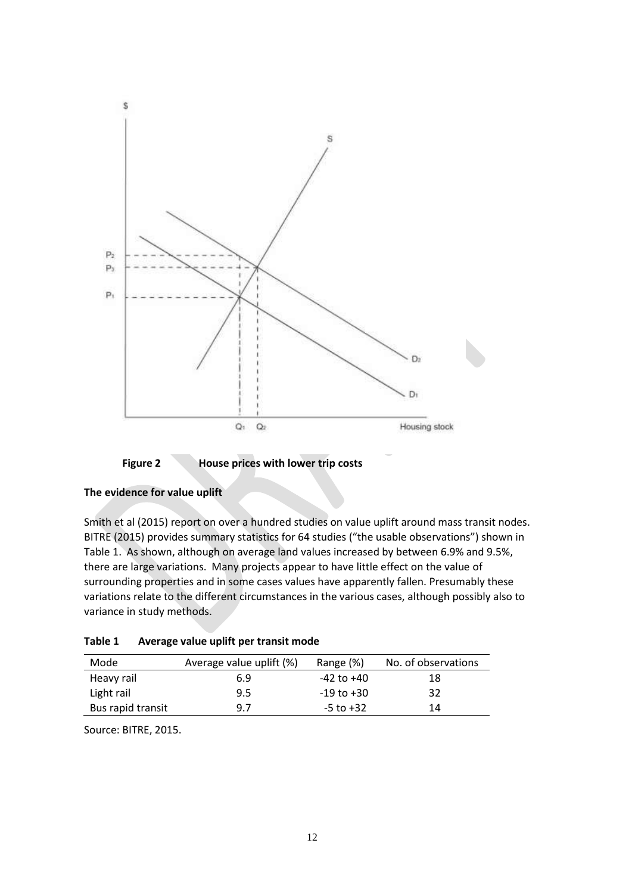**Figure 2 House prices with lower trip costs**

**The evidence for value uplift**

Smith et al (2015) report on over a hundred studies on value uplift around mass transit nodes. BITRE (2015) provides summary statistics for 64 studies ("the usable observations") shown in Table 1. As shown, although on average land values increased by between 6.9% and 9.5%, there are large variations. Many projects appear to have little effect on the value of surrounding properties and in some cases values have apparently fallen. Presumably these variations relate to the different circumstances in the various cases, although possibly also to variance in study methods.

**Table 1 Average value uplift per transit mode**

| Mode | Average value uplift (%) | Range (%) | No. of observations |
|---|---|---|---|
| Heavy rail | 6.9 | -42 to +40 | 18 |
| Light rail | 9.5 | -19 to +30 | 32 |
| Bus rapid transit | 9.7 | -5 to +32 | 14 |

Source: BITRE, 2015.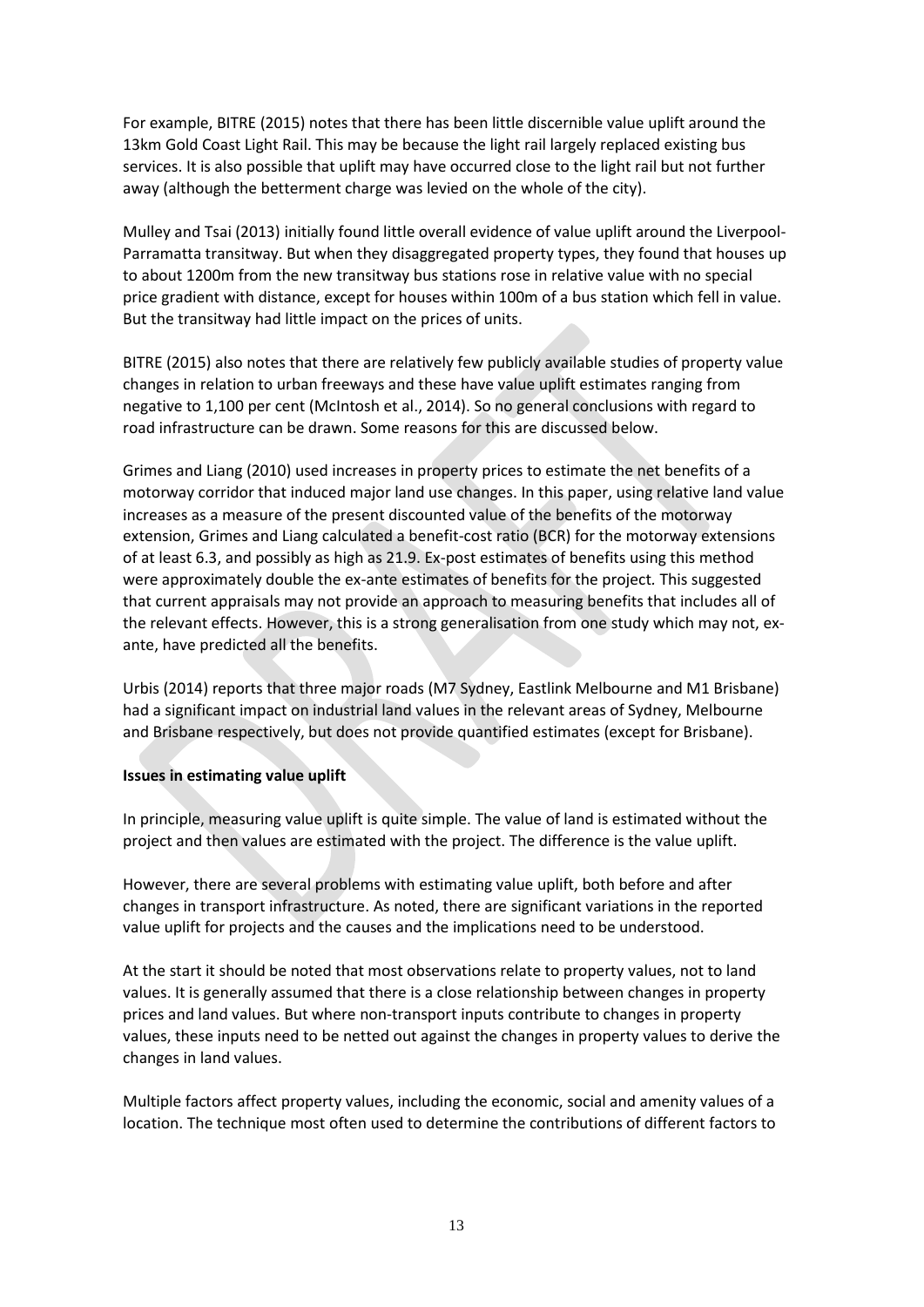For example, BITRE (2015) notes that there has been little discernible value uplift around the 13km Gold Coast Light Rail. This may be because the light rail largely replaced existing bus services. It is also possible that uplift may have occurred close to the light rail but not further away (although the betterment charge was levied on the whole of the city).

Mulley and Tsai (2013) initially found little overall evidence of value uplift around the Liverpool-Parramatta transitway. But when they disaggregated property types, they found that houses up to about 1200m from the new transitway bus stations rose in relative value with no special price gradient with distance, except for houses within 100m of a bus station which fell in value. But the transitway had little impact on the prices of units.

BITRE (2015) also notes that there are relatively few publicly available studies of property value changes in relation to urban freeways and these have value uplift estimates ranging from negative to 1,100 per cent (McIntosh et al., 2014). So no general conclusions with regard to road infrastructure can be drawn. Some reasons for this are discussed below.

Grimes and Liang (2010) used increases in property prices to estimate the net benefits of a motorway corridor that induced major land use changes. In this paper, using relative land value increases as a measure of the present discounted value of the benefits of the motorway extension, Grimes and Liang calculated a benefit-cost ratio (BCR) for the motorway extensions of at least 6.3, and possibly as high as 21.9. Ex-post estimates of benefits using this method were approximately double the ex-ante estimates of benefits for the project. This suggested that current appraisals may not provide an approach to measuring benefits that includes all of the relevant effects. However, this is a strong generalisation from one study which may not, ex-ante, have predicted all the benefits.

Urbis (2014) reports that three major roads (M7 Sydney, Eastlink Melbourne and M1 Brisbane) had a significant impact on industrial land values in the relevant areas of Sydney, Melbourne and Brisbane respectively, but does not provide quantified estimates (except for Brisbane).

**Issues in estimating value uplift**

In principle, measuring value uplift is quite simple. The value of land is estimated without the project and then values are estimated with the project. The difference is the value uplift.

However, there are several problems with estimating value uplift, both before and after changes in transport infrastructure. As noted, there are significant variations in the reported value uplift for projects and the causes and the implications need to be understood.

At the start it should be noted that most observations relate to property values, not to land values. It is generally assumed that there is a close relationship between changes in property prices and land values. But where non-transport inputs contribute to changes in property values, these inputs need to be netted out against the changes in property values to derive the changes in land values.

Multiple factors affect property values, including the economic, social and amenity values of a location. The technique most often used to determine the contributions of different factors to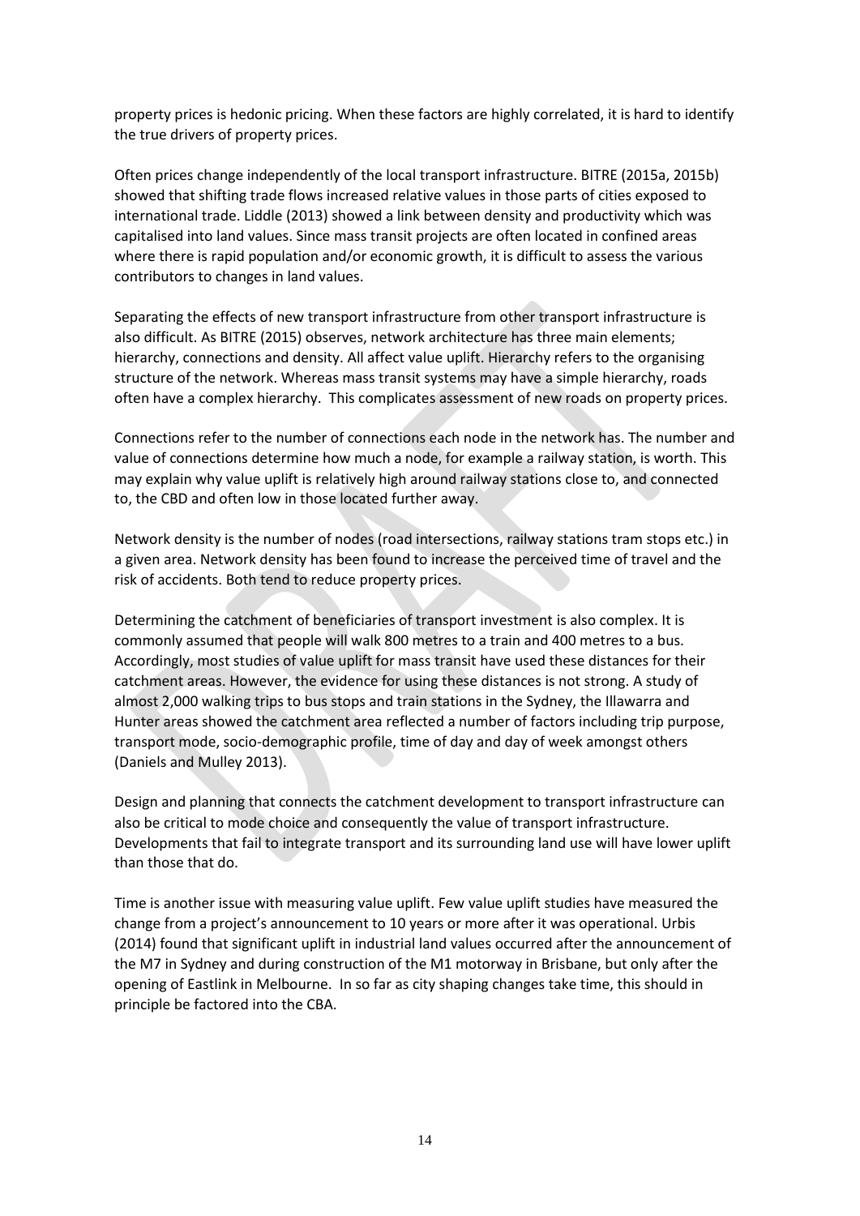property prices is hedonic pricing. When these factors are highly correlated, it is hard to identify the true drivers of property prices.

Often prices change independently of the local transport infrastructure. BITRE (2015a, 2015b) showed that shifting trade flows increased relative values in those parts of cities exposed to international trade. Liddle (2013) showed a link between density and productivity which was capitalised into land values. Since mass transit projects are often located in confined areas where there is rapid population and/or economic growth, it is difficult to assess the various contributors to changes in land values.

Separating the effects of new transport infrastructure from other transport infrastructure is also difficult. As BITRE (2015) observes, network architecture has three main elements; hierarchy, connections and density. All affect value uplift. Hierarchy refers to the organising structure of the network. Whereas mass transit systems may have a simple hierarchy, roads often have a complex hierarchy. This complicates assessment of new roads on property prices.

Connections refer to the number of connections each node in the network has. The number and value of connections determine how much a node, for example a railway station, is worth. This may explain why value uplift is relatively high around railway stations close to, and connected to, the CBD and often low in those located further away.

Network density is the number of nodes (road intersections, railway stations tram stops etc.) in a given area. Network density has been found to increase the perceived time of travel and the risk of accidents. Both tend to reduce property prices.

Determining the catchment of beneficiaries of transport investment is also complex. It is commonly assumed that people will walk 800 metres to a train and 400 metres to a bus. Accordingly, most studies of value uplift for mass transit have used these distances for their catchment areas. However, the evidence for using these distances is not strong. A study of almost 2,000 walking trips to bus stops and train stations in the Sydney, the Illawarra and Hunter areas showed the catchment area reflected a number of factors including trip purpose, transport mode, socio-demographic profile, time of day and day of week amongst others (Daniels and Mulley 2013).

Design and planning that connects the catchment development to transport infrastructure can also be critical to mode choice and consequently the value of transport infrastructure. Developments that fail to integrate transport and its surrounding land use will have lower uplift than those that do.

Time is another issue with measuring value uplift. Few value uplift studies have measured the change from a project's announcement to 10 years or more after it was operational. Urbis (2014) found that significant uplift in industrial land values occurred after the announcement of the M7 in Sydney and during construction of the M1 motorway in Brisbane, but only after the opening of Eastlink in Melbourne. In so far as city shaping changes take time, this should in principle be factored into the CBA.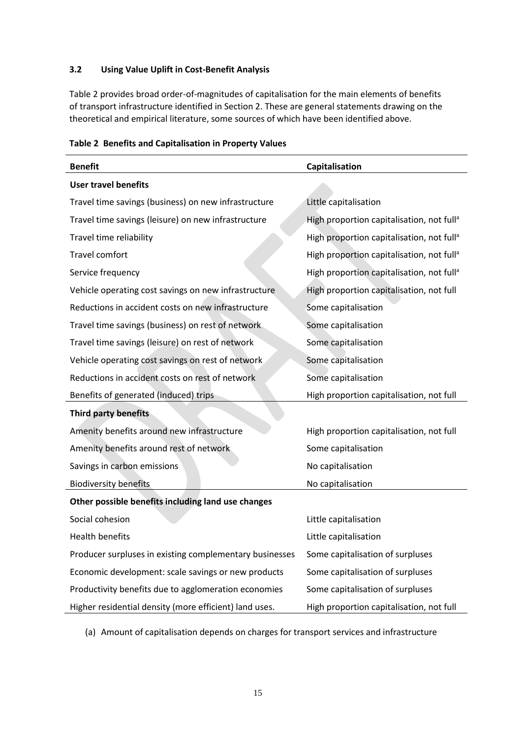### 3.2 Using Value Uplift in Cost-Benefit Analysis

Table 2 provides broad order-of-magnitudes of capitalisation for the main elements of benefits of transport infrastructure identified in Section 2. These are general statements drawing on the theoretical and empirical literature, some sources of which have been identified above.

**Table 2 Benefits and Capitalisation in Property Values**

| Benefit | Capitalisation |
|---|---|
| **User travel benefits** | |
| Travel time savings (business) on new infrastructure | Little capitalisation |
| Travel time savings (leisure) on new infrastructure | High proportion capitalisation, not full[a] |
| Travel time reliability | High proportion capitalisation, not full[a] |
| Travel comfort | High proportion capitalisation, not full[a] |
| Service frequency | High proportion capitalisation, not full[a] |
| Vehicle operating cost savings on new infrastructure | High proportion capitalisation, not full |
| Reductions in accident costs on new infrastructure | Some capitalisation |
| Travel time savings (business) on rest of network | Some capitalisation |
| Travel time savings (leisure) on rest of network | Some capitalisation |
| Vehicle operating cost savings on rest of network | Some capitalisation |
| Reductions in accident costs on rest of network | Some capitalisation |
| Benefits of generated (induced) trips | High proportion capitalisation, not full |
| **Third party benefits** | |
| Amenity benefits around new infrastructure | High proportion capitalisation, not full |
| Amenity benefits around rest of network | Some capitalisation |
| Savings in carbon emissions | No capitalisation |
| Biodiversity benefits | No capitalisation |
| **Other possible benefits including land use changes** | |
| Social cohesion | Little capitalisation |
| Health benefits | Little capitalisation |
| Producer surpluses in existing complementary businesses | Some capitalisation of surpluses |
| Economic development: scale savings or new products | Some capitalisation of surpluses |
| Productivity benefits due to agglomeration economies | Some capitalisation of surpluses |
| Higher residential density (more efficient) land uses. | High proportion capitalisation, not full |

(a) Amount of capitalisation depends on charges for transport services and infrastructure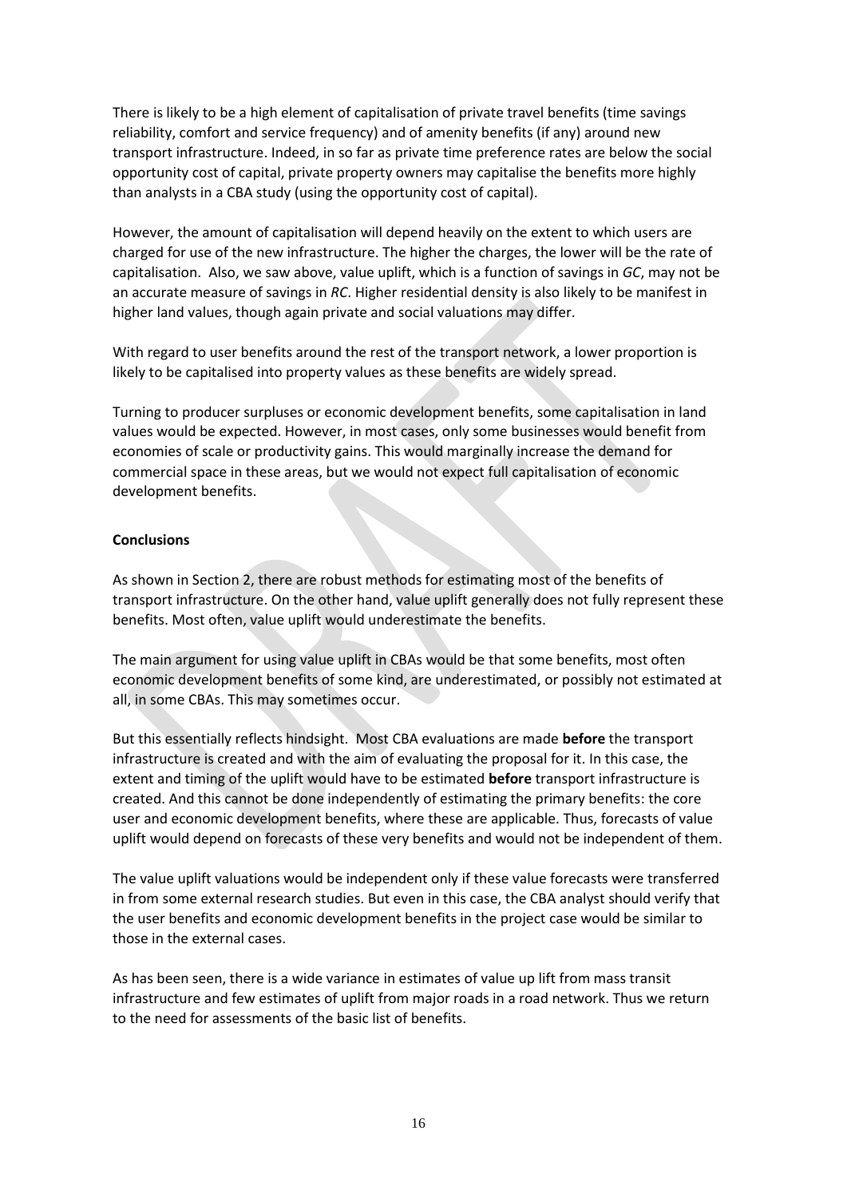There is likely to be a high element of capitalisation of private travel benefits (time savings reliability, comfort and service frequency) and of amenity benefits (if any) around new transport infrastructure. Indeed, in so far as private time preference rates are below the social opportunity cost of capital, private property owners may capitalise the benefits more highly than analysts in a CBA study (using the opportunity cost of capital).

However, the amount of capitalisation will depend heavily on the extent to which users are charged for use of the new infrastructure. The higher the charges, the lower will be the rate of capitalisation. Also, we saw above, value uplift, which is a function of savings in *GC*, may not be an accurate measure of savings in *RC*. Higher residential density is also likely to be manifest in higher land values, though again private and social valuations may differ.

With regard to user benefits around the rest of the transport network, a lower proportion is likely to be capitalised into property values as these benefits are widely spread.

Turning to producer surpluses or economic development benefits, some capitalisation in land values would be expected. However, in most cases, only some businesses would benefit from economies of scale or productivity gains. This would marginally increase the demand for commercial space in these areas, but we would not expect full capitalisation of economic development benefits.

**Conclusions**

As shown in Section 2, there are robust methods for estimating most of the benefits of transport infrastructure. On the other hand, value uplift generally does not fully represent these benefits. Most often, value uplift would underestimate the benefits.

The main argument for using value uplift in CBAs would be that some benefits, most often economic development benefits of some kind, are underestimated, or possibly not estimated at all, in some CBAs. This may sometimes occur.

But this essentially reflects hindsight. Most CBA evaluations are made **before** the transport infrastructure is created and with the aim of evaluating the proposal for it. In this case, the extent and timing of the uplift would have to be estimated **before** transport infrastructure is created. And this cannot be done independently of estimating the primary benefits: the core user and economic development benefits, where these are applicable. Thus, forecasts of value uplift would depend on forecasts of these very benefits and would not be independent of them.

The value uplift valuations would be independent only if these value forecasts were transferred in from some external research studies. But even in this case, the CBA analyst should verify that the user benefits and economic development benefits in the project case would be similar to those in the external cases.

As has been seen, there is a wide variance in estimates of value up lift from mass transit infrastructure and few estimates of uplift from major roads in a road network. Thus we return to the need for assessments of the basic list of benefits.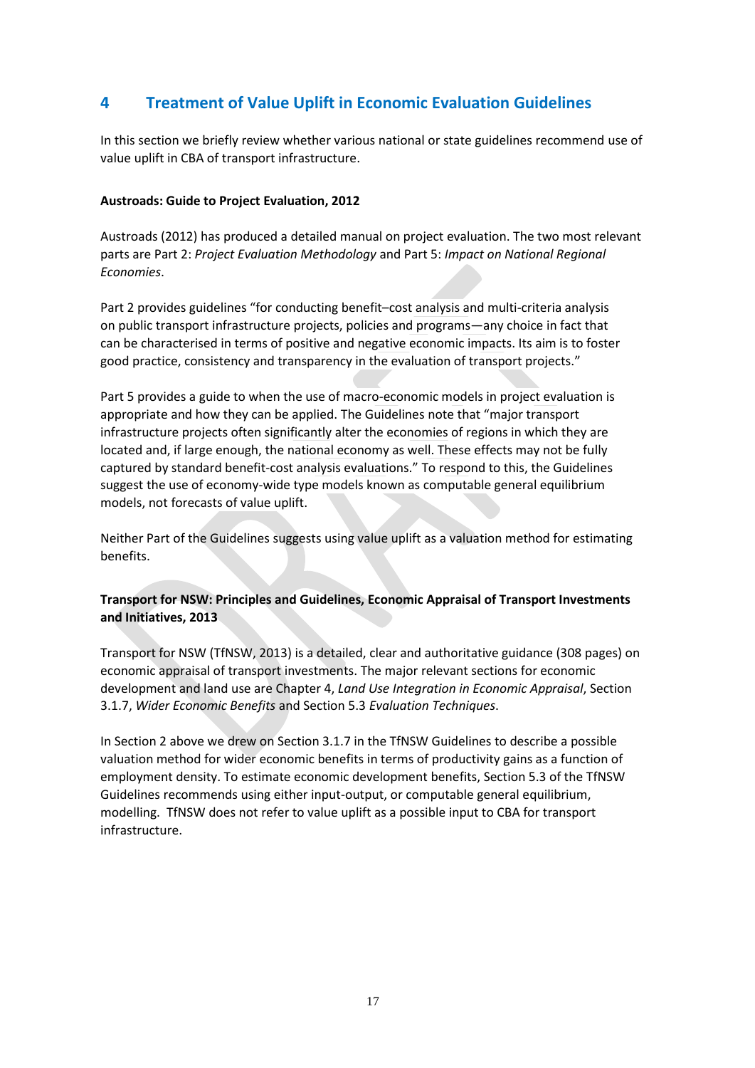## 4 Treatment of Value Uplift in Economic Evaluation Guidelines

In this section we briefly review whether various national or state guidelines recommend use of value uplift in CBA of transport infrastructure.

**Austroads: Guide to Project Evaluation, 2012**

Austroads (2012) has produced a detailed manual on project evaluation. The two most relevant parts are Part 2: *Project Evaluation Methodology* and Part 5: *Impact on National Regional Economies*.

Part 2 provides guidelines "for conducting benefit–cost analysis and multi-criteria analysis on public transport infrastructure projects, policies and programs—any choice in fact that can be characterised in terms of positive and negative economic impacts. Its aim is to foster good practice, consistency and transparency in the evaluation of transport projects."

Part 5 provides a guide to when the use of macro-economic models in project evaluation is appropriate and how they can be applied. The Guidelines note that "major transport infrastructure projects often significantly alter the economies of regions in which they are located and, if large enough, the national economy as well. These effects may not be fully captured by standard benefit-cost analysis evaluations." To respond to this, the Guidelines suggest the use of economy-wide type models known as computable general equilibrium models, not forecasts of value uplift.

Neither Part of the Guidelines suggests using value uplift as a valuation method for estimating benefits.

**Transport for NSW: Principles and Guidelines, Economic Appraisal of Transport Investments and Initiatives, 2013**

Transport for NSW (TfNSW, 2013) is a detailed, clear and authoritative guidance (308 pages) on economic appraisal of transport investments. The major relevant sections for economic development and land use are Chapter 4, *Land Use Integration in Economic Appraisal*, Section 3.1.7, *Wider Economic Benefits* and Section 5.3 *Evaluation Techniques*.

In Section 2 above we drew on Section 3.1.7 in the TfNSW Guidelines to describe a possible valuation method for wider economic benefits in terms of productivity gains as a function of employment density. To estimate economic development benefits, Section 5.3 of the TfNSW Guidelines recommends using either input-output, or computable general equilibrium, modelling. TfNSW does not refer to value uplift as a possible input to CBA for transport infrastructure.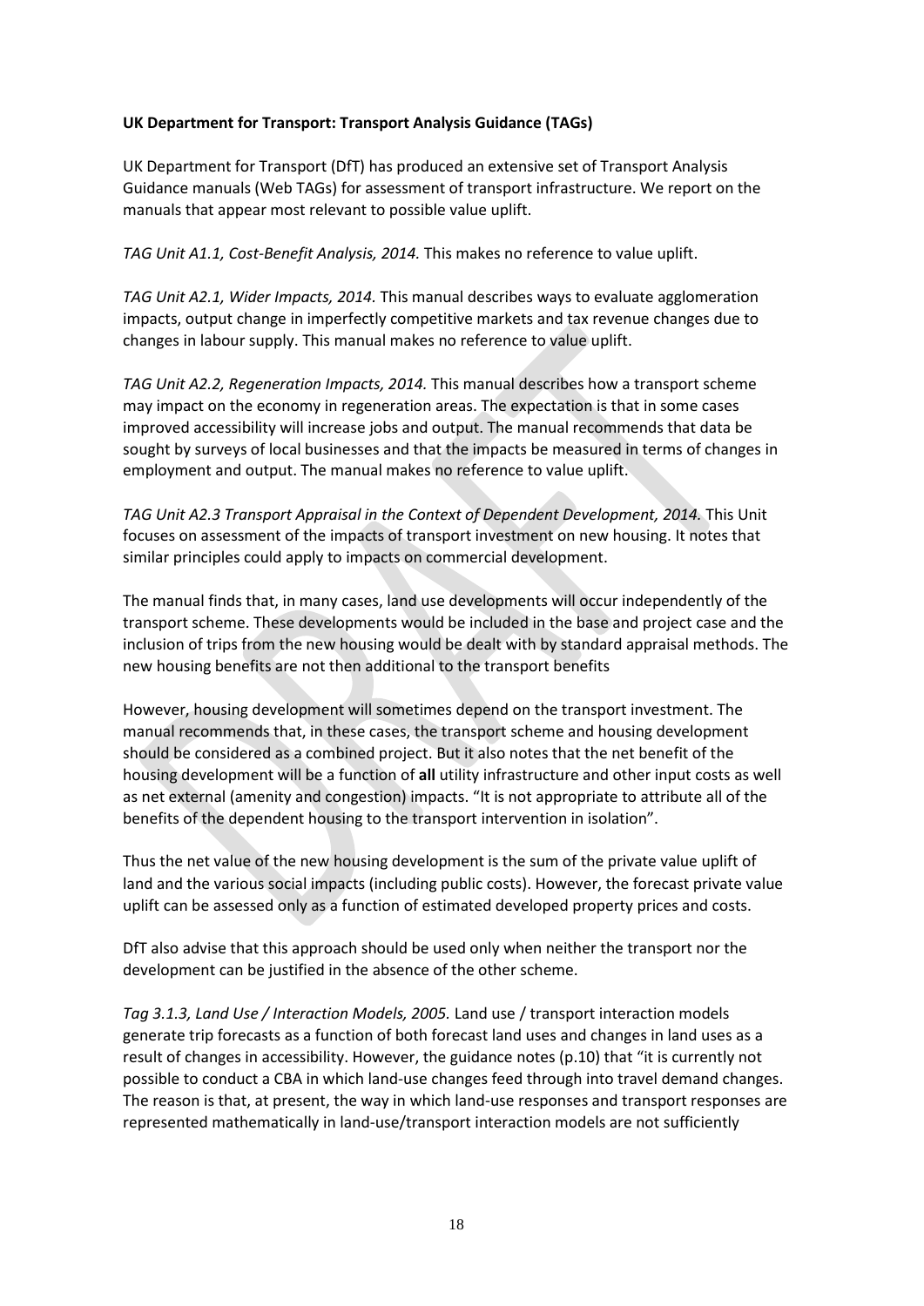**UK Department for Transport: Transport Analysis Guidance (TAGs)**

UK Department for Transport (DfT) has produced an extensive set of Transport Analysis Guidance manuals (Web TAGs) for assessment of transport infrastructure. We report on the manuals that appear most relevant to possible value uplift.

*TAG Unit A1.1, Cost-Benefit Analysis, 2014.* This makes no reference to value uplift.

*TAG Unit A2.1, Wider Impacts, 2014.* This manual describes ways to evaluate agglomeration impacts, output change in imperfectly competitive markets and tax revenue changes due to changes in labour supply. This manual makes no reference to value uplift.

*TAG Unit A2.2, Regeneration Impacts, 2014.* This manual describes how a transport scheme may impact on the economy in regeneration areas. The expectation is that in some cases improved accessibility will increase jobs and output. The manual recommends that data be sought by surveys of local businesses and that the impacts be measured in terms of changes in employment and output. The manual makes no reference to value uplift.

*TAG Unit A2.3 Transport Appraisal in the Context of Dependent Development, 2014.* This Unit focuses on assessment of the impacts of transport investment on new housing. It notes that similar principles could apply to impacts on commercial development.

The manual finds that, in many cases, land use developments will occur independently of the transport scheme. These developments would be included in the base and project case and the inclusion of trips from the new housing would be dealt with by standard appraisal methods. The new housing benefits are not then additional to the transport benefits

However, housing development will sometimes depend on the transport investment. The manual recommends that, in these cases, the transport scheme and housing development should be considered as a combined project. But it also notes that the net benefit of the housing development will be a function of **all** utility infrastructure and other input costs as well as net external (amenity and congestion) impacts. "It is not appropriate to attribute all of the benefits of the dependent housing to the transport intervention in isolation".

Thus the net value of the new housing development is the sum of the private value uplift of land and the various social impacts (including public costs). However, the forecast private value uplift can be assessed only as a function of estimated developed property prices and costs.

DfT also advise that this approach should be used only when neither the transport nor the development can be justified in the absence of the other scheme.

*Tag 3.1.3, Land Use / Interaction Models, 2005.* Land use / transport interaction models generate trip forecasts as a function of both forecast land uses and changes in land uses as a result of changes in accessibility. However, the guidance notes (p.10) that "it is currently not possible to conduct a CBA in which land-use changes feed through into travel demand changes. The reason is that, at present, the way in which land-use responses and transport responses are represented mathematically in land-use/transport interaction models are not sufficiently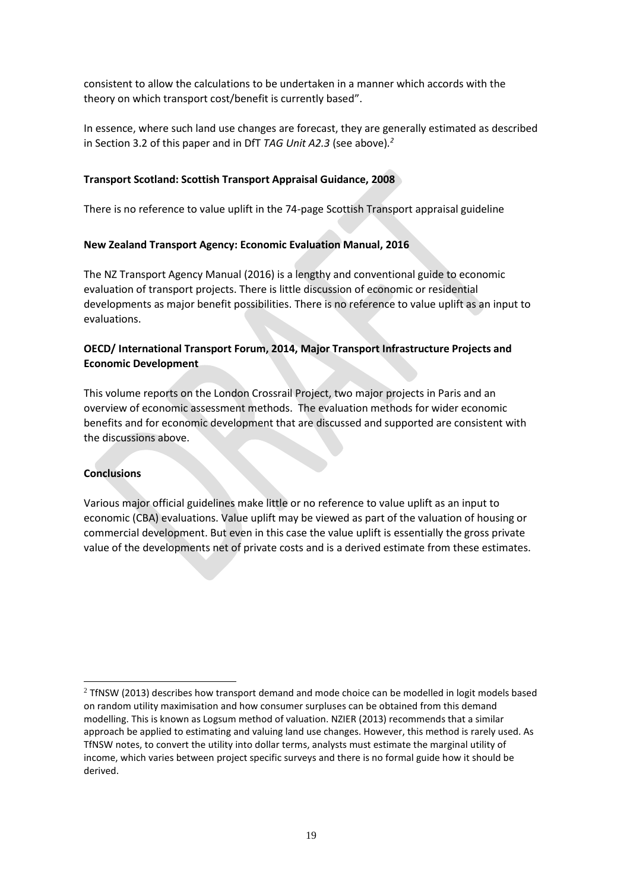consistent to allow the calculations to be undertaken in a manner which accords with the theory on which transport cost/benefit is currently based".

In essence, where such land use changes are forecast, they are generally estimated as described in Section 3.2 of this paper and in DfT *TAG Unit A2.3* (see above).[2]

**Transport Scotland: Scottish Transport Appraisal Guidance, 2008**

There is no reference to value uplift in the 74-page Scottish Transport appraisal guideline

**New Zealand Transport Agency: Economic Evaluation Manual, 2016**

The NZ Transport Agency Manual (2016) is a lengthy and conventional guide to economic evaluation of transport projects. There is little discussion of economic or residential developments as major benefit possibilities. There is no reference to value uplift as an input to evaluations.

**OECD/ International Transport Forum, 2014, Major Transport Infrastructure Projects and Economic Development**

This volume reports on the London Crossrail Project, two major projects in Paris and an overview of economic assessment methods. The evaluation methods for wider economic benefits and for economic development that are discussed and supported are consistent with the discussions above.

**Conclusions**

Various major official guidelines make little or no reference to value uplift as an input to economic (CBA) evaluations. Value uplift may be viewed as part of the valuation of housing or commercial development. But even in this case the value uplift is essentially the gross private value of the developments net of private costs and is a derived estimate from these estimates.

---

[2] TfNSW (2013) describes how transport demand and mode choice can be modelled in logit models based on random utility maximisation and how consumer surpluses can be obtained from this demand modelling. This is known as Logsum method of valuation. NZIER (2013) recommends that a similar approach be applied to estimating and valuing land use changes. However, this method is rarely used. As TfNSW notes, to convert the utility into dollar terms, analysts must estimate the marginal utility of income, which varies between project specific surveys and there is no formal guide how it should be derived.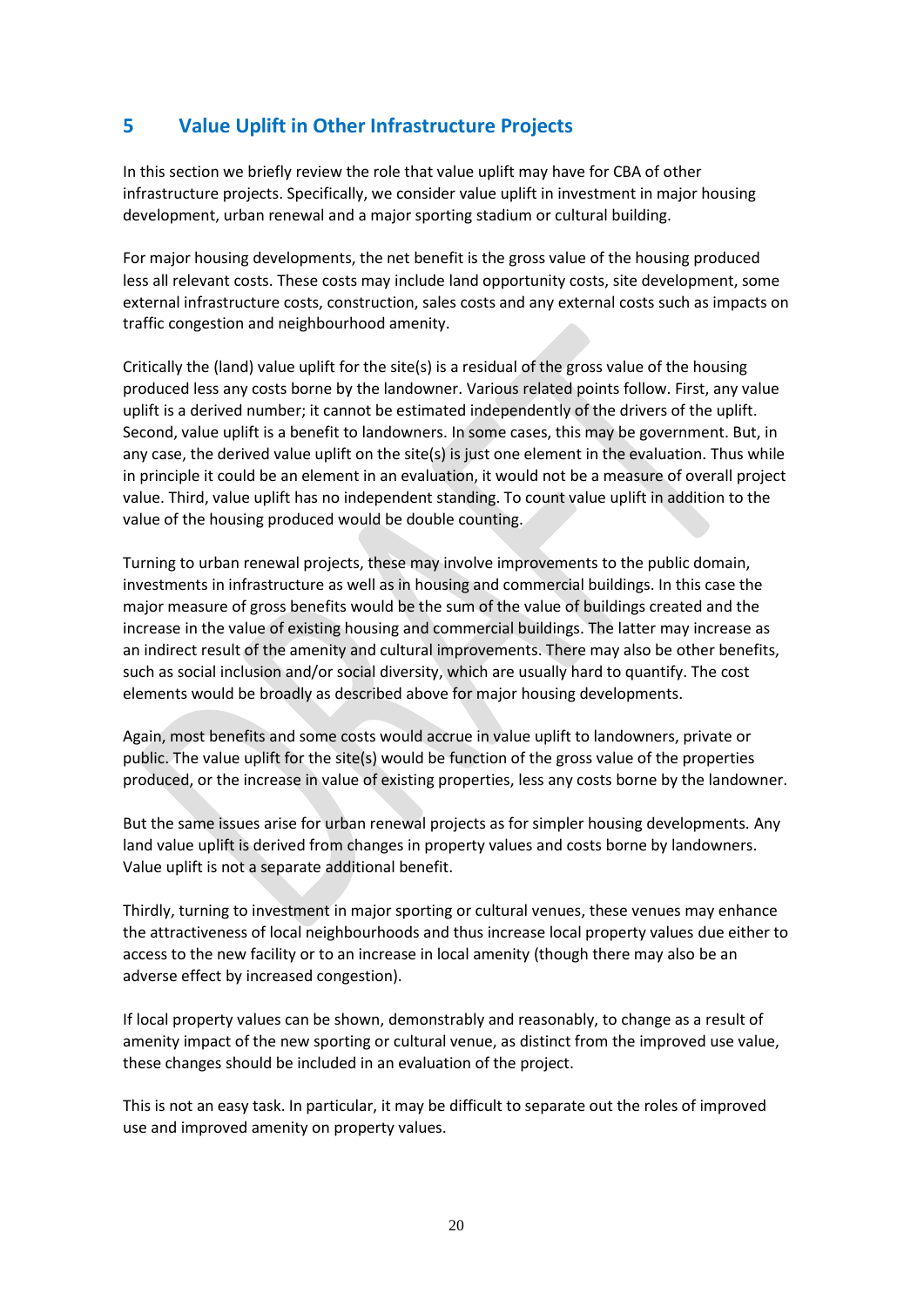## 5 Value Uplift in Other Infrastructure Projects

In this section we briefly review the role that value uplift may have for CBA of other infrastructure projects. Specifically, we consider value uplift in investment in major housing development, urban renewal and a major sporting stadium or cultural building.

For major housing developments, the net benefit is the gross value of the housing produced less all relevant costs. These costs may include land opportunity costs, site development, some external infrastructure costs, construction, sales costs and any external costs such as impacts on traffic congestion and neighbourhood amenity.

Critically the (land) value uplift for the site(s) is a residual of the gross value of the housing produced less any costs borne by the landowner. Various related points follow. First, any value uplift is a derived number; it cannot be estimated independently of the drivers of the uplift. Second, value uplift is a benefit to landowners. In some cases, this may be government. But, in any case, the derived value uplift on the site(s) is just one element in the evaluation. Thus while in principle it could be an element in an evaluation, it would not be a measure of overall project value. Third, value uplift has no independent standing. To count value uplift in addition to the value of the housing produced would be double counting.

Turning to urban renewal projects, these may involve improvements to the public domain, investments in infrastructure as well as in housing and commercial buildings. In this case the major measure of gross benefits would be the sum of the value of buildings created and the increase in the value of existing housing and commercial buildings. The latter may increase as an indirect result of the amenity and cultural improvements. There may also be other benefits, such as social inclusion and/or social diversity, which are usually hard to quantify. The cost elements would be broadly as described above for major housing developments.

Again, most benefits and some costs would accrue in value uplift to landowners, private or public. The value uplift for the site(s) would be function of the gross value of the properties produced, or the increase in value of existing properties, less any costs borne by the landowner.

But the same issues arise for urban renewal projects as for simpler housing developments. Any land value uplift is derived from changes in property values and costs borne by landowners. Value uplift is not a separate additional benefit.

Thirdly, turning to investment in major sporting or cultural venues, these venues may enhance the attractiveness of local neighbourhoods and thus increase local property values due either to access to the new facility or to an increase in local amenity (though there may also be an adverse effect by increased congestion).

If local property values can be shown, demonstrably and reasonably, to change as a result of amenity impact of the new sporting or cultural venue, as distinct from the improved use value, these changes should be included in an evaluation of the project.

This is not an easy task. In particular, it may be difficult to separate out the roles of improved use and improved amenity on property values.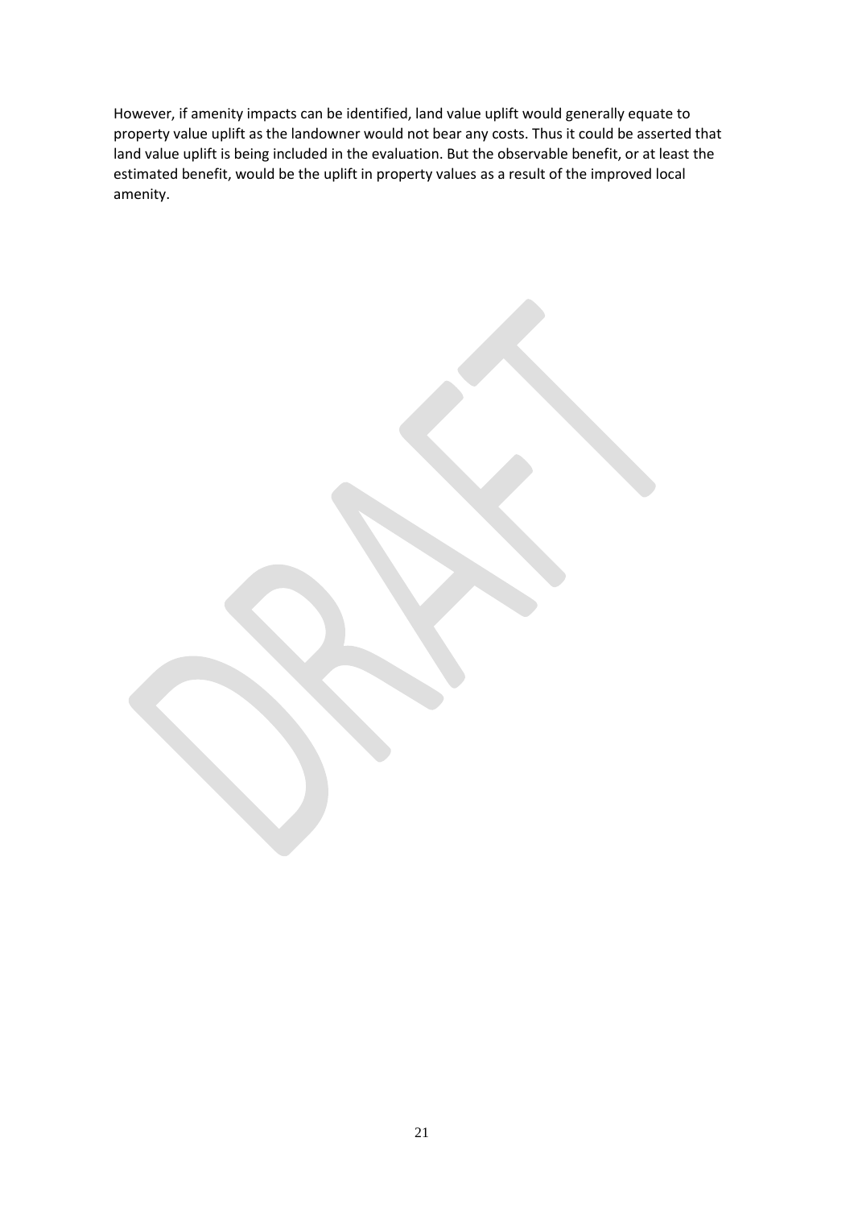However, if amenity impacts can be identified, land value uplift would generally equate to property value uplift as the landowner would not bear any costs. Thus it could be asserted that land value uplift is being included in the evaluation. But the observable benefit, or at least the estimated benefit, would be the uplift in property values as a result of the improved local amenity.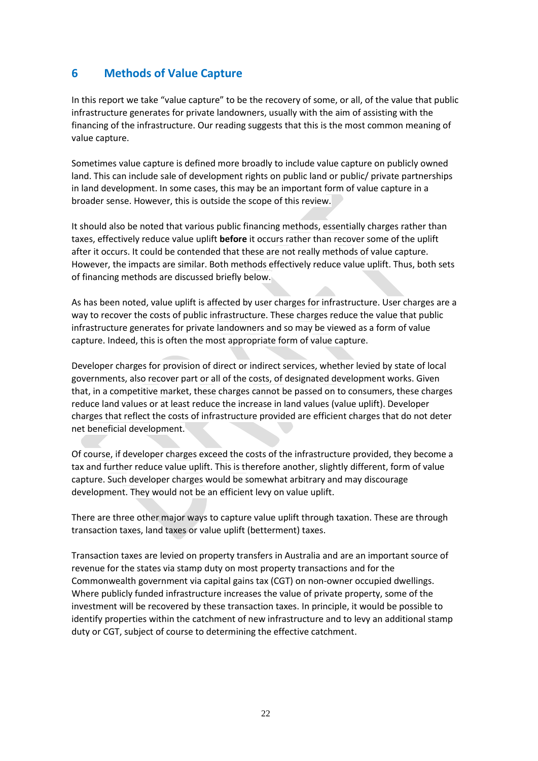## 6 Methods of Value Capture

In this report we take "value capture" to be the recovery of some, or all, of the value that public infrastructure generates for private landowners, usually with the aim of assisting with the financing of the infrastructure. Our reading suggests that this is the most common meaning of value capture.

Sometimes value capture is defined more broadly to include value capture on publicly owned land. This can include sale of development rights on public land or public/ private partnerships in land development. In some cases, this may be an important form of value capture in a broader sense. However, this is outside the scope of this review.

It should also be noted that various public financing methods, essentially charges rather than taxes, effectively reduce value uplift **before** it occurs rather than recover some of the uplift after it occurs. It could be contended that these are not really methods of value capture. However, the impacts are similar. Both methods effectively reduce value uplift. Thus, both sets of financing methods are discussed briefly below.

As has been noted, value uplift is affected by user charges for infrastructure. User charges are a way to recover the costs of public infrastructure. These charges reduce the value that public infrastructure generates for private landowners and so may be viewed as a form of value capture. Indeed, this is often the most appropriate form of value capture.

Developer charges for provision of direct or indirect services, whether levied by state of local governments, also recover part or all of the costs, of designated development works. Given that, in a competitive market, these charges cannot be passed on to consumers, these charges reduce land values or at least reduce the increase in land values (value uplift). Developer charges that reflect the costs of infrastructure provided are efficient charges that do not deter net beneficial development.

Of course, if developer charges exceed the costs of the infrastructure provided, they become a tax and further reduce value uplift. This is therefore another, slightly different, form of value capture. Such developer charges would be somewhat arbitrary and may discourage development. They would not be an efficient levy on value uplift.

There are three other major ways to capture value uplift through taxation. These are through transaction taxes, land taxes or value uplift (betterment) taxes.

Transaction taxes are levied on property transfers in Australia and are an important source of revenue for the states via stamp duty on most property transactions and for the Commonwealth government via capital gains tax (CGT) on non-owner occupied dwellings. Where publicly funded infrastructure increases the value of private property, some of the investment will be recovered by these transaction taxes. In principle, it would be possible to identify properties within the catchment of new infrastructure and to levy an additional stamp duty or CGT, subject of course to determining the effective catchment.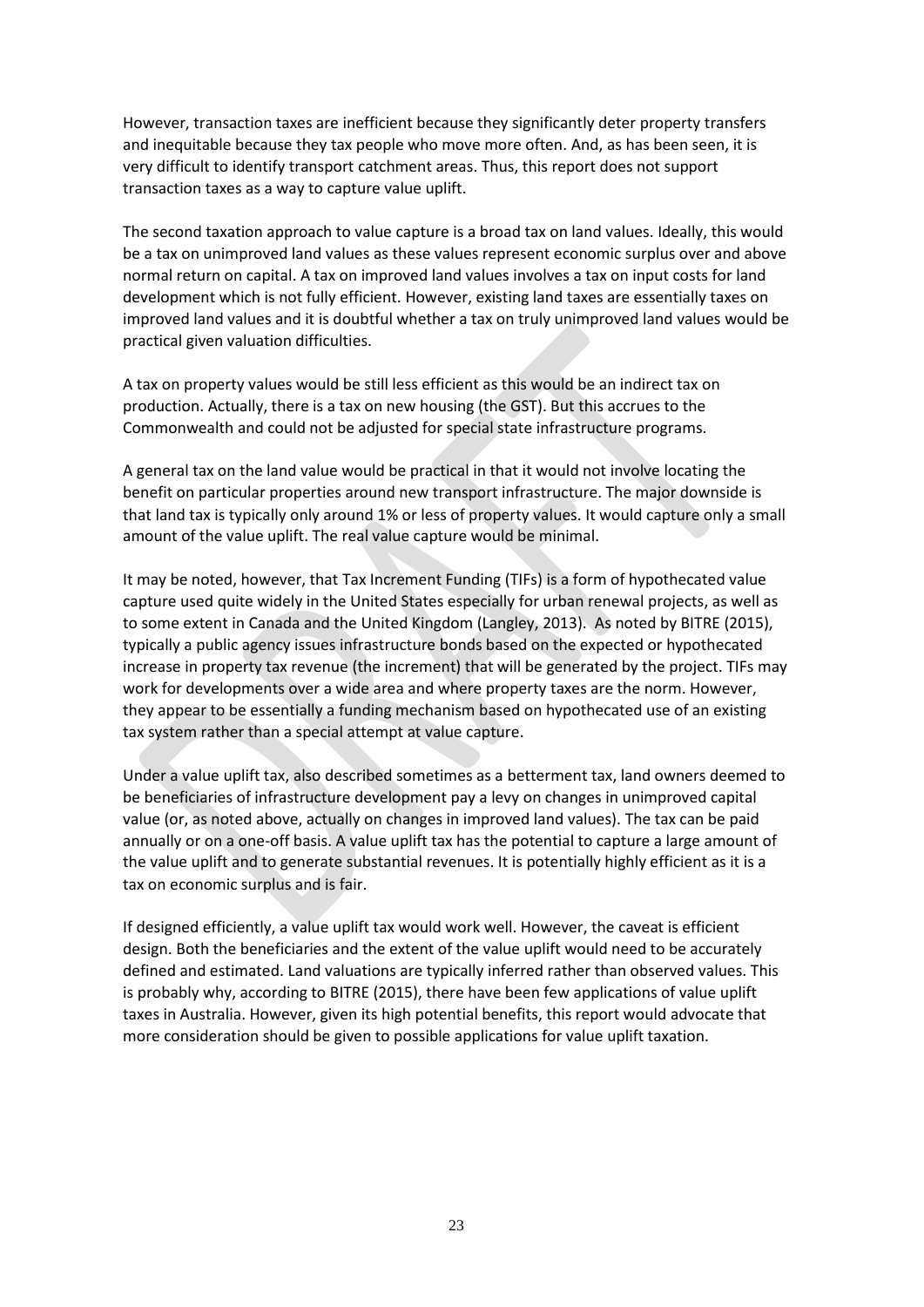However, transaction taxes are inefficient because they significantly deter property transfers and inequitable because they tax people who move more often. And, as has been seen, it is very difficult to identify transport catchment areas. Thus, this report does not support transaction taxes as a way to capture value uplift.

The second taxation approach to value capture is a broad tax on land values. Ideally, this would be a tax on unimproved land values as these values represent economic surplus over and above normal return on capital. A tax on improved land values involves a tax on input costs for land development which is not fully efficient. However, existing land taxes are essentially taxes on improved land values and it is doubtful whether a tax on truly unimproved land values would be practical given valuation difficulties.

A tax on property values would be still less efficient as this would be an indirect tax on production. Actually, there is a tax on new housing (the GST). But this accrues to the Commonwealth and could not be adjusted for special state infrastructure programs.

A general tax on the land value would be practical in that it would not involve locating the benefit on particular properties around new transport infrastructure. The major downside is that land tax is typically only around 1% or less of property values. It would capture only a small amount of the value uplift. The real value capture would be minimal.

It may be noted, however, that Tax Increment Funding (TIFs) is a form of hypothecated value capture used quite widely in the United States especially for urban renewal projects, as well as to some extent in Canada and the United Kingdom (Langley, 2013). As noted by BITRE (2015), typically a public agency issues infrastructure bonds based on the expected or hypothecated increase in property tax revenue (the increment) that will be generated by the project. TIFs may work for developments over a wide area and where property taxes are the norm. However, they appear to be essentially a funding mechanism based on hypothecated use of an existing tax system rather than a special attempt at value capture.

Under a value uplift tax, also described sometimes as a betterment tax, land owners deemed to be beneficiaries of infrastructure development pay a levy on changes in unimproved capital value (or, as noted above, actually on changes in improved land values). The tax can be paid annually or on a one-off basis. A value uplift tax has the potential to capture a large amount of the value uplift and to generate substantial revenues. It is potentially highly efficient as it is a tax on economic surplus and is fair.

If designed efficiently, a value uplift tax would work well. However, the caveat is efficient design. Both the beneficiaries and the extent of the value uplift would need to be accurately defined and estimated. Land valuations are typically inferred rather than observed values. This is probably why, according to BITRE (2015), there have been few applications of value uplift taxes in Australia. However, given its high potential benefits, this report would advocate that more consideration should be given to possible applications for value uplift taxation.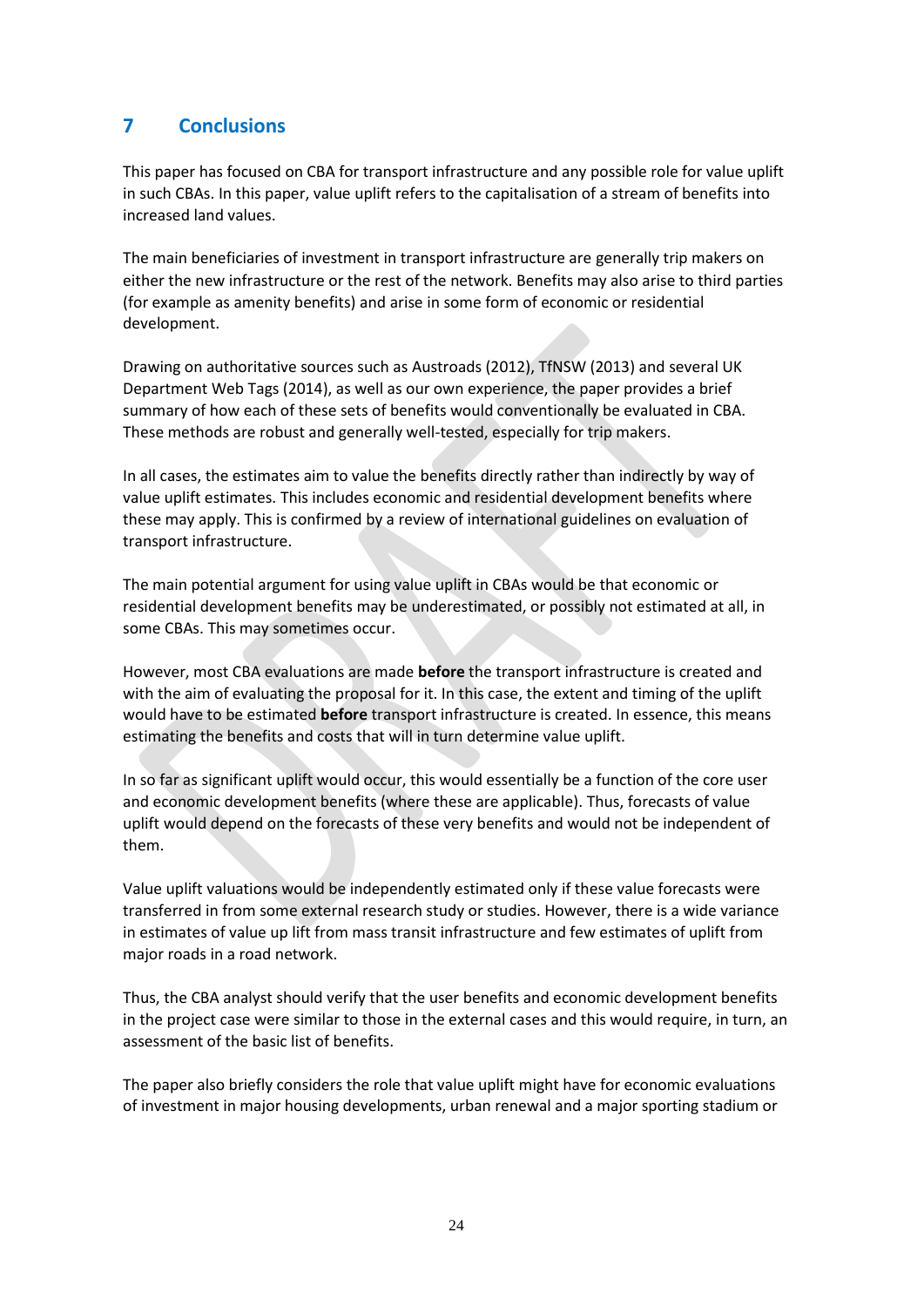## 7 Conclusions

This paper has focused on CBA for transport infrastructure and any possible role for value uplift in such CBAs. In this paper, value uplift refers to the capitalisation of a stream of benefits into increased land values.

The main beneficiaries of investment in transport infrastructure are generally trip makers on either the new infrastructure or the rest of the network. Benefits may also arise to third parties (for example as amenity benefits) and arise in some form of economic or residential development.

Drawing on authoritative sources such as Austroads (2012), TfNSW (2013) and several UK Department Web Tags (2014), as well as our own experience, the paper provides a brief summary of how each of these sets of benefits would conventionally be evaluated in CBA. These methods are robust and generally well-tested, especially for trip makers.

In all cases, the estimates aim to value the benefits directly rather than indirectly by way of value uplift estimates. This includes economic and residential development benefits where these may apply. This is confirmed by a review of international guidelines on evaluation of transport infrastructure.

The main potential argument for using value uplift in CBAs would be that economic or residential development benefits may be underestimated, or possibly not estimated at all, in some CBAs. This may sometimes occur.

However, most CBA evaluations are made **before** the transport infrastructure is created and with the aim of evaluating the proposal for it. In this case, the extent and timing of the uplift would have to be estimated **before** transport infrastructure is created. In essence, this means estimating the benefits and costs that will in turn determine value uplift.

In so far as significant uplift would occur, this would essentially be a function of the core user and economic development benefits (where these are applicable). Thus, forecasts of value uplift would depend on the forecasts of these very benefits and would not be independent of them.

Value uplift valuations would be independently estimated only if these value forecasts were transferred in from some external research study or studies. However, there is a wide variance in estimates of value up lift from mass transit infrastructure and few estimates of uplift from major roads in a road network.

Thus, the CBA analyst should verify that the user benefits and economic development benefits in the project case were similar to those in the external cases and this would require, in turn, an assessment of the basic list of benefits.

The paper also briefly considers the role that value uplift might have for economic evaluations of investment in major housing developments, urban renewal and a major sporting stadium or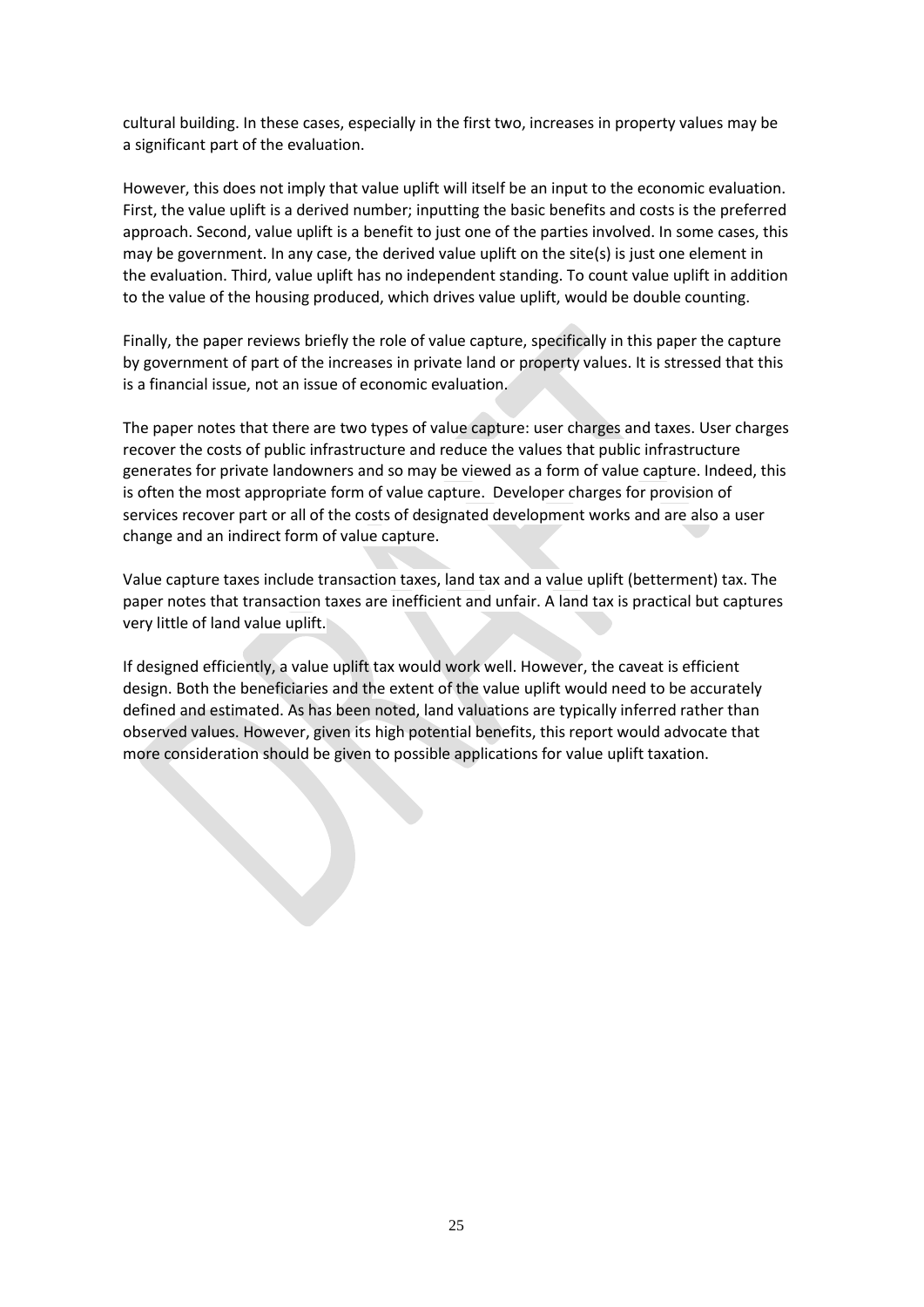cultural building. In these cases, especially in the first two, increases in property values may be a significant part of the evaluation.

However, this does not imply that value uplift will itself be an input to the economic evaluation. First, the value uplift is a derived number; inputting the basic benefits and costs is the preferred approach. Second, value uplift is a benefit to just one of the parties involved. In some cases, this may be government. In any case, the derived value uplift on the site(s) is just one element in the evaluation. Third, value uplift has no independent standing. To count value uplift in addition to the value of the housing produced, which drives value uplift, would be double counting.

Finally, the paper reviews briefly the role of value capture, specifically in this paper the capture by government of part of the increases in private land or property values. It is stressed that this is a financial issue, not an issue of economic evaluation.

The paper notes that there are two types of value capture: user charges and taxes. User charges recover the costs of public infrastructure and reduce the values that public infrastructure generates for private landowners and so may be viewed as a form of value capture. Indeed, this is often the most appropriate form of value capture. Developer charges for provision of services recover part or all of the costs of designated development works and are also a user change and an indirect form of value capture.

Value capture taxes include transaction taxes, land tax and a value uplift (betterment) tax. The paper notes that transaction taxes are inefficient and unfair. A land tax is practical but captures very little of land value uplift.

If designed efficiently, a value uplift tax would work well. However, the caveat is efficient design. Both the beneficiaries and the extent of the value uplift would need to be accurately defined and estimated. As has been noted, land valuations are typically inferred rather than observed values. However, given its high potential benefits, this report would advocate that more consideration should be given to possible applications for value uplift taxation.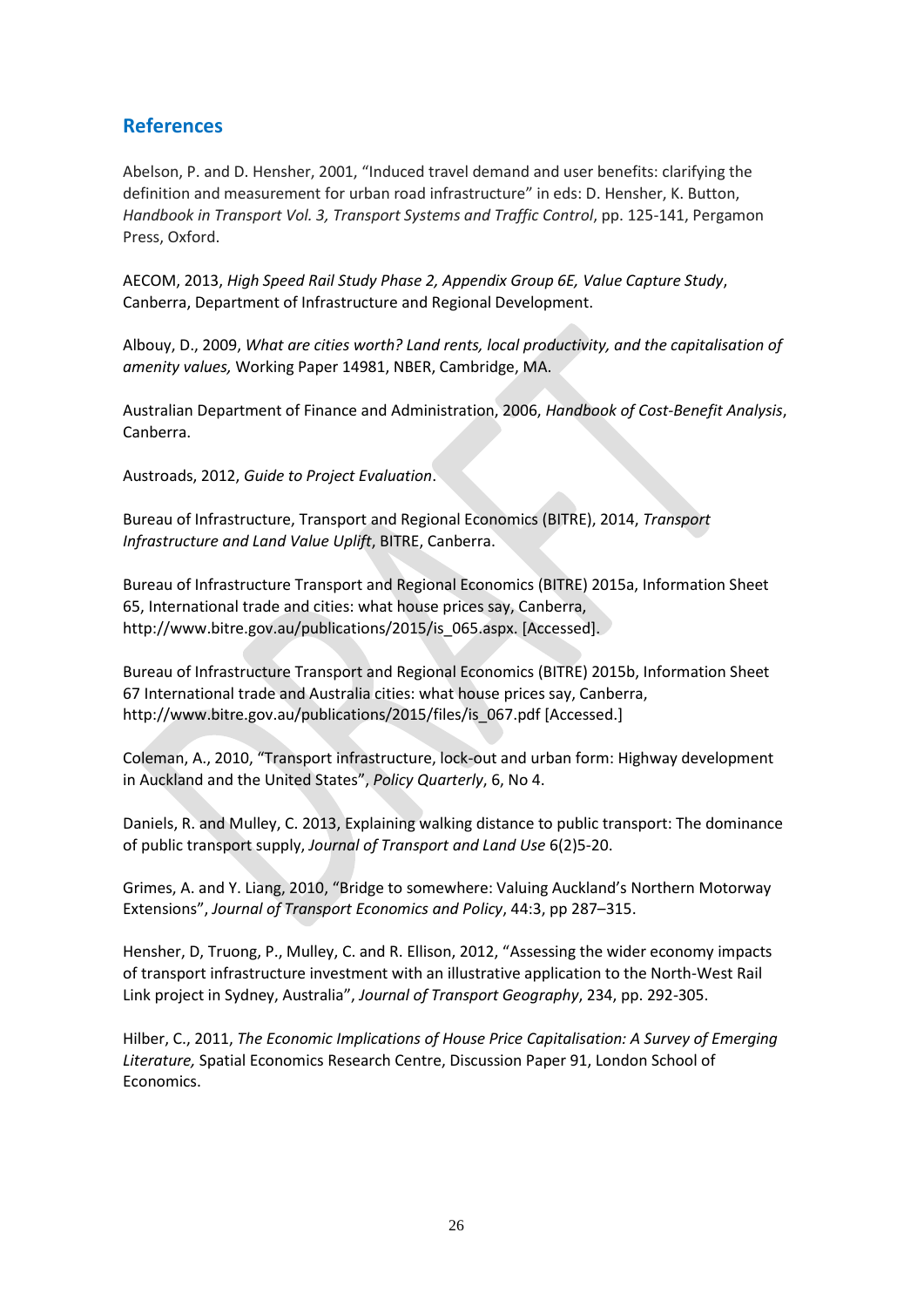## References

Abelson, P. and D. Hensher, 2001, "Induced travel demand and user benefits: clarifying the definition and measurement for urban road infrastructure" in eds: D. Hensher, K. Button, *Handbook in Transport Vol. 3, Transport Systems and Traffic Control*, pp. 125-141, Pergamon Press, Oxford.

AECOM, 2013, *High Speed Rail Study Phase 2, Appendix Group 6E, Value Capture Study*, Canberra, Department of Infrastructure and Regional Development.

Albouy, D., 2009, *What are cities worth? Land rents, local productivity, and the capitalisation of amenity values,* Working Paper 14981, NBER, Cambridge, MA.

Australian Department of Finance and Administration, 2006, *Handbook of Cost-Benefit Analysis*, Canberra.

Austroads, 2012, *Guide to Project Evaluation*.

Bureau of Infrastructure, Transport and Regional Economics (BITRE), 2014, *Transport Infrastructure and Land Value Uplift*, BITRE, Canberra.

Bureau of Infrastructure Transport and Regional Economics (BITRE) 2015a, Information Sheet 65, International trade and cities: what house prices say, Canberra, http://www.bitre.gov.au/publications/2015/is_065.aspx. [Accessed].

Bureau of Infrastructure Transport and Regional Economics (BITRE) 2015b, Information Sheet 67 International trade and Australia cities: what house prices say, Canberra, http://www.bitre.gov.au/publications/2015/files/is_067.pdf [Accessed.]

Coleman, A., 2010, "Transport infrastructure, lock-out and urban form: Highway development in Auckland and the United States", *Policy Quarterly*, 6, No 4.

Daniels, R. and Mulley, C. 2013, Explaining walking distance to public transport: The dominance of public transport supply, *Journal of Transport and Land Use* 6(2)5-20.

Grimes, A. and Y. Liang, 2010, "Bridge to somewhere: Valuing Auckland's Northern Motorway Extensions", *Journal of Transport Economics and Policy*, 44:3, pp 287–315.

Hensher, D, Truong, P., Mulley, C. and R. Ellison, 2012, "Assessing the wider economy impacts of transport infrastructure investment with an illustrative application to the North-West Rail Link project in Sydney, Australia", *Journal of Transport Geography*, 234, pp. 292-305.

Hilber, C., 2011, *The Economic Implications of House Price Capitalisation: A Survey of Emerging Literature,* Spatial Economics Research Centre, Discussion Paper 91, London School of Economics.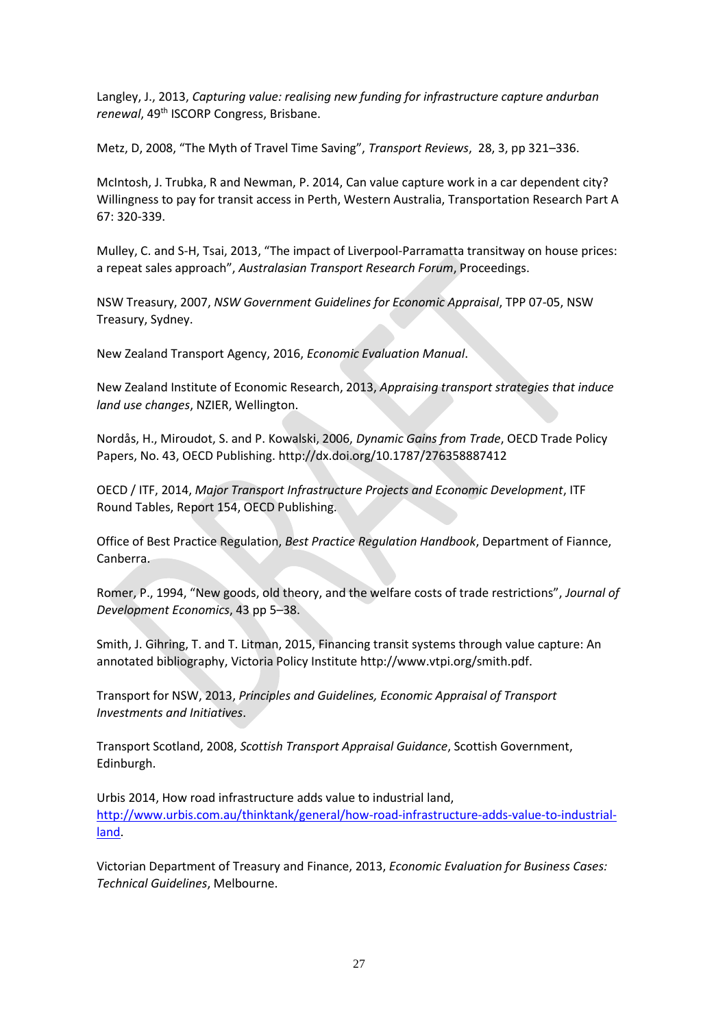Langley, J., 2013, *Capturing value: realising new funding for infrastructure capture andurban renewal*, 49th ISCORP Congress, Brisbane.

Metz, D, 2008, "The Myth of Travel Time Saving", *Transport Reviews*, 28, 3, pp 321–336.

McIntosh, J. Trubka, R and Newman, P. 2014, Can value capture work in a car dependent city? Willingness to pay for transit access in Perth, Western Australia, Transportation Research Part A 67: 320-339.

Mulley, C. and S-H, Tsai, 2013, "The impact of Liverpool-Parramatta transitway on house prices: a repeat sales approach", *Australasian Transport Research Forum*, Proceedings.

NSW Treasury, 2007, *NSW Government Guidelines for Economic Appraisal*, TPP 07-05, NSW Treasury, Sydney.

New Zealand Transport Agency, 2016, *Economic Evaluation Manual*.

New Zealand Institute of Economic Research, 2013, *Appraising transport strategies that induce land use changes*, NZIER, Wellington.

Nordås, H., Miroudot, S. and P. Kowalski, 2006, *Dynamic Gains from Trade*, OECD Trade Policy Papers, No. 43, OECD Publishing. http://dx.doi.org/10.1787/276358887412

OECD / ITF, 2014, *Major Transport Infrastructure Projects and Economic Development*, ITF Round Tables, Report 154, OECD Publishing.

Office of Best Practice Regulation, *Best Practice Regulation Handbook*, Department of Fiannce, Canberra.

Romer, P., 1994, "New goods, old theory, and the welfare costs of trade restrictions", *Journal of Development Economics*, 43 pp 5–38.

Smith, J. Gihring, T. and T. Litman, 2015, Financing transit systems through value capture: An annotated bibliography, Victoria Policy Institute http://www.vtpi.org/smith.pdf.

Transport for NSW, 2013, *Principles and Guidelines, Economic Appraisal of Transport Investments and Initiatives*.

Transport Scotland, 2008, *Scottish Transport Appraisal Guidance*, Scottish Government, Edinburgh.

Urbis 2014, How road infrastructure adds value to industrial land, http://www.urbis.com.au/thinktank/general/how-road-infrastructure-adds-value-to-industrial-land.

Victorian Department of Treasury and Finance, 2013, *Economic Evaluation for Business Cases: Technical Guidelines*, Melbourne.